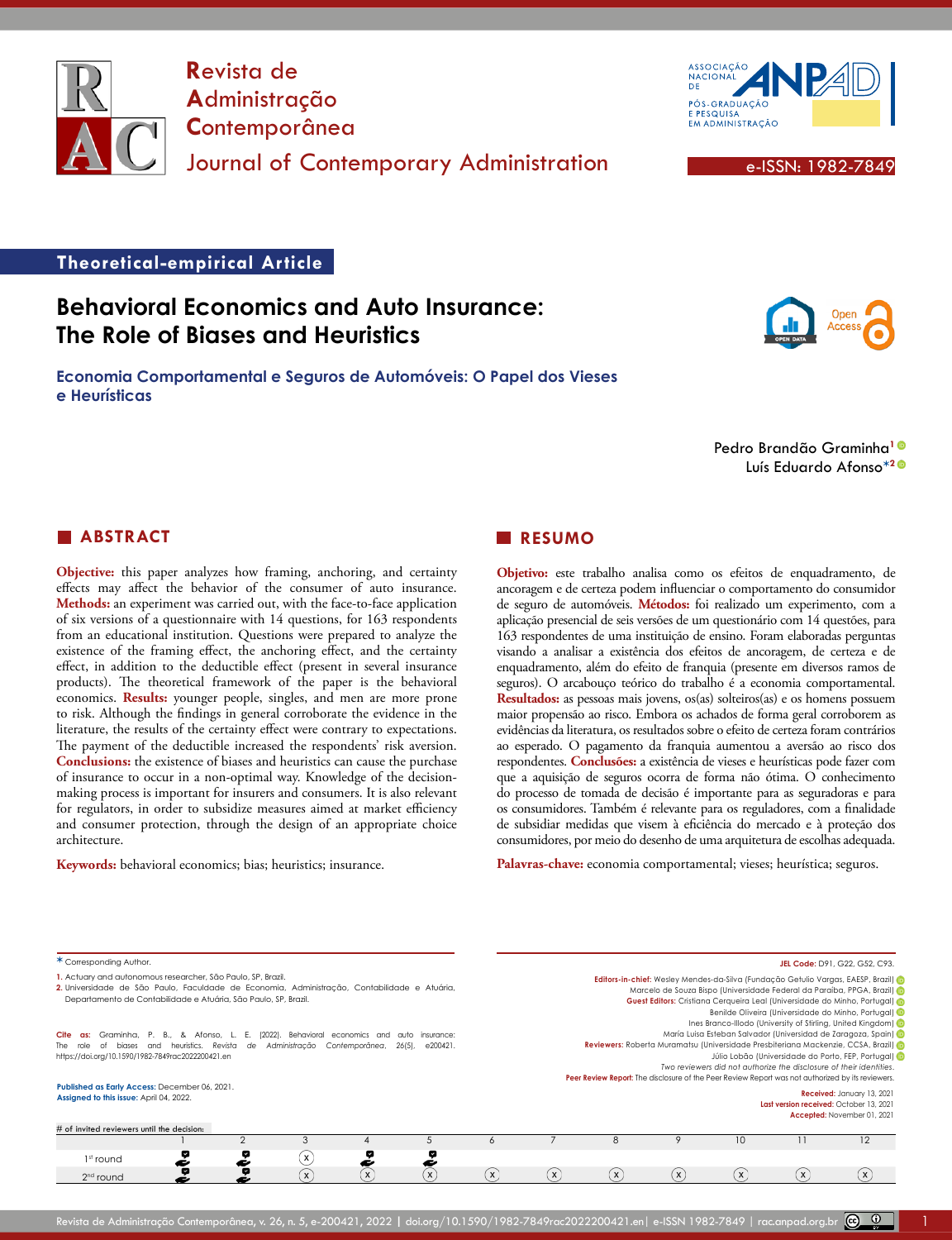Revista de Administração Contemporânea

Journal of Contemporary Administration

e-ISSN: 1982-7849

**Theoretical-empirical Article**

# Behavioral Economics and Auto Insurance: The Role of Biases and Heuristics

## Economia Comportamental e Seguros de Automóveis: O Papel dos Vieses e Heurísticas

Pedro Brandão Graminha[1]

Luís Eduardo Afonso*[2]

## ABSTRACT

**Objective:** this paper analyzes how framing, anchoring, and certainty effects may affect the behavior of the consumer of auto insurance. **Methods:** an experiment was carried out, with the face-to-face application of six versions of a questionnaire with 14 questions, for 163 respondents from an educational institution. Questions were prepared to analyze the existence of the framing effect, the anchoring effect, and the certainty effect, in addition to the deductible effect (present in several insurance products). The theoretical framework of the paper is the behavioral economics. **Results:** younger people, singles, and men are more prone to risk. Although the findings in general corroborate the evidence in the literature, the results of the certainty effect were contrary to expectations. The payment of the deductible increased the respondents' risk aversion. **Conclusions:** the existence of biases and heuristics can cause the purchase of insurance to occur in a non-optimal way. Knowledge of the decision-making process is important for insurers and consumers. It is also relevant for regulators, in order to subsidize measures aimed at market efficiency and consumer protection, through the design of an appropriate choice architecture.

**Keywords:** behavioral economics; bias; heuristics; insurance.

## RESUMO

**Objetivo:** este trabalho analisa como os efeitos de enquadramento, de ancoragem e de certeza podem influenciar o comportamento do consumidor de seguro de automóveis. **Métodos:** foi realizado um experimento, com a aplicação presencial de seis versões de um questionário com 14 questões, para 163 respondentes de uma instituição de ensino. Foram elaboradas perguntas visando a analisar a existência dos efeitos de ancoragem, de certeza e de enquadramento, além do efeito de franquia (presente em diversos ramos de seguros). O arcabouço teórico do trabalho é a economia comportamental. **Resultados:** as pessoas mais jovens, os(as) solteiros(as) e os homens possuem maior propensão ao risco. Embora os achados de forma geral corroborem as evidências da literatura, os resultados sobre o efeito de certeza foram contrários ao esperado. O pagamento da franquia aumentou a aversão ao risco dos respondentes. **Conclusões:** a existência de vieses e heurísticas pode fazer com que a aquisição de seguros ocorra de forma não ótima. O conhecimento do processo de tomada de decisão é importante para as seguradoras e para os consumidores. Também é relevante para os reguladores, com a finalidade de subsidiar medidas que visem à eficiência do mercado e à proteção dos consumidores, por meio do desenho de uma arquitetura de escolhas adequada.

**Palavras-chave:** economia comportamental; vieses; heurística; seguros.

\* Corresponding Author.

1. Actuary and autonomous researcher, São Paulo, SP, Brazil.
2. Universidade de São Paulo, Faculdade de Economia, Administração, Contabilidade e Atuária, Departamento de Contabilidade e Atuária, São Paulo, SP, Brazil.

**Cite as:** Graminha, P. B., & Afonso, L. E. (2022). Behavioral economics and auto insurance: The role of biases and heuristics. *Revista de Administração Contemporânea*, 26(5), e200421. https://doi.org/10.1590/1982-7849rac2022200421.en

**Published as Early Access:** December 06, 2021.
**Assigned to this issue:** April 04, 2022.

**JEL Code:** D91, G22, G52, C93.

**Editors-in-chief:** Wesley Mendes-da-Silva (Fundação Getulio Vargas, EAESP, Brazil)
Marcelo de Souza Bispo (Universidade Federal da Paraíba, PPGA, Brazil)
**Guest Editors:** Cristiana Cerqueira Leal (Universidade do Minho, Portugal)
Benilde Oliveira (Universidade do Minho, Portugal)
Ines Branco-Illodo (University of Stirling, United Kingdom)
María Luisa Esteban Salvador (Universidad de Zaragoza, Spain)
**Reviewers:** Roberta Muramatsu (Universidade Presbiteriana Mackenzie, CCSA, Brazil)
Júlio Lobão (Universidade do Porto, FEP, Portugal)
*Two reviewers did not authorize the disclosure of their identities.*
**Peer Review Report:** The disclosure of the Peer Review Report was not authorized by its reviewers.

**Received:** January 13, 2021
**Last version received:** October 13, 2021
**Accepted:** November 01, 2021

\# of invited reviewers until the decision:

| | 1 | 2 | 3 | 4 | 5 | 6 | 7 | 8 | 9 | 10 | 11 | 12 |
|---|---|---|---|---|---|---|---|---|---|---|---|---|
| 1st round | ✓ | ✓ | x | ✓ | ✓ | | | | | | | |
| 2nd round | ✓ | ✓ | x | x | x | x | x | x | x | x | x | x |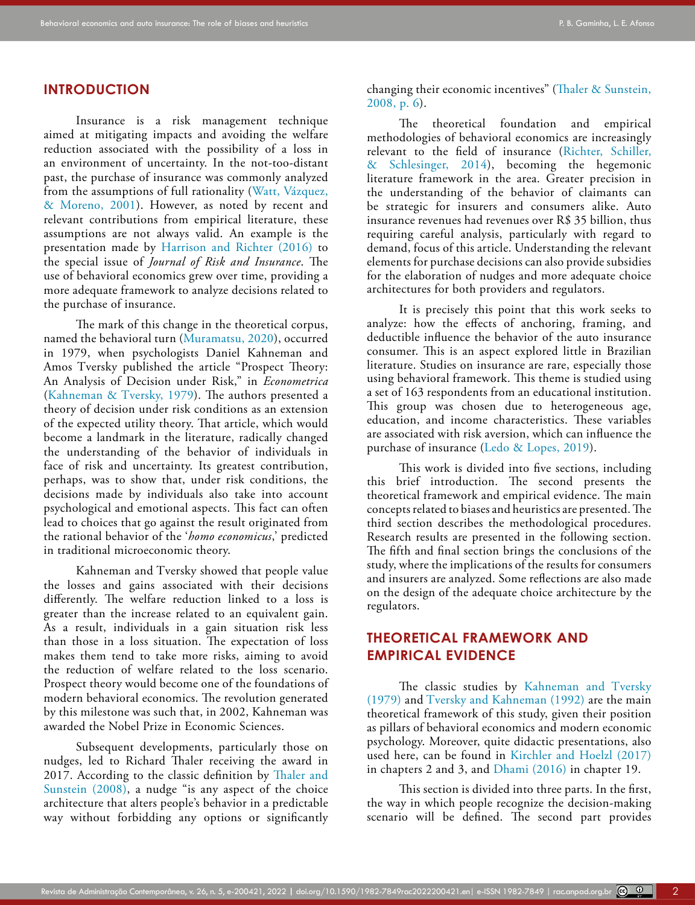## INTRODUCTION

Insurance is a risk management technique aimed at mitigating impacts and avoiding the welfare reduction associated with the possibility of a loss in an environment of uncertainty. In the not-too-distant past, the purchase of insurance was commonly analyzed from the assumptions of full rationality (Watt, Vázquez, & Moreno, 2001). However, as noted by recent and relevant contributions from empirical literature, these assumptions are not always valid. An example is the presentation made by Harrison and Richter (2016) to the special issue of *Journal of Risk and Insurance*. The use of behavioral economics grew over time, providing a more adequate framework to analyze decisions related to the purchase of insurance.

The mark of this change in the theoretical corpus, named the behavioral turn (Muramatsu, 2020), occurred in 1979, when psychologists Daniel Kahneman and Amos Tversky published the article "Prospect Theory: An Analysis of Decision under Risk," in *Econometrica* (Kahneman & Tversky, 1979). The authors presented a theory of decision under risk conditions as an extension of the expected utility theory. That article, which would become a landmark in the literature, radically changed the understanding of the behavior of individuals in face of risk and uncertainty. Its greatest contribution, perhaps, was to show that, under risk conditions, the decisions made by individuals also take into account psychological and emotional aspects. This fact can often lead to choices that go against the result originated from the rational behavior of the '*homo economicus*,' predicted in traditional microeconomic theory.

Kahneman and Tversky showed that people value the losses and gains associated with their decisions differently. The welfare reduction linked to a loss is greater than the increase related to an equivalent gain. As a result, individuals in a gain situation risk less than those in a loss situation. The expectation of loss makes them tend to take more risks, aiming to avoid the reduction of welfare related to the loss scenario. Prospect theory would become one of the foundations of modern behavioral economics. The revolution generated by this milestone was such that, in 2002, Kahneman was awarded the Nobel Prize in Economic Sciences.

Subsequent developments, particularly those on nudges, led to Richard Thaler receiving the award in 2017. According to the classic definition by Thaler and Sunstein (2008), a nudge "is any aspect of the choice architecture that alters people's behavior in a predictable way without forbidding any options or significantly changing their economic incentives" (Thaler & Sunstein, 2008, p. 6).

The theoretical foundation and empirical methodologies of behavioral economics are increasingly relevant to the field of insurance (Richter, Schiller, & Schlesinger, 2014), becoming the hegemonic literature framework in the area. Greater precision in the understanding of the behavior of claimants can be strategic for insurers and consumers alike. Auto insurance revenues had revenues over R$ 35 billion, thus requiring careful analysis, particularly with regard to demand, focus of this article. Understanding the relevant elements for purchase decisions can also provide subsidies for the elaboration of nudges and more adequate choice architectures for both providers and regulators.

It is precisely this point that this work seeks to analyze: how the effects of anchoring, framing, and deductible influence the behavior of the auto insurance consumer. This is an aspect explored little in Brazilian literature. Studies on insurance are rare, especially those using behavioral framework. This theme is studied using a set of 163 respondents from an educational institution. This group was chosen due to heterogeneous age, education, and income characteristics. These variables are associated with risk aversion, which can influence the purchase of insurance (Ledo & Lopes, 2019).

This work is divided into five sections, including this brief introduction. The second presents the theoretical framework and empirical evidence. The main concepts related to biases and heuristics are presented. The third section describes the methodological procedures. Research results are presented in the following section. The fifth and final section brings the conclusions of the study, where the implications of the results for consumers and insurers are analyzed. Some reflections are also made on the design of the adequate choice architecture by the regulators.

## THEORETICAL FRAMEWORK AND EMPIRICAL EVIDENCE

The classic studies by Kahneman and Tversky (1979) and Tversky and Kahneman (1992) are the main theoretical framework of this study, given their position as pillars of behavioral economics and modern economic psychology. Moreover, quite didactic presentations, also used here, can be found in Kirchler and Hoelzl (2017) in chapters 2 and 3, and Dhami (2016) in chapter 19.

This section is divided into three parts. In the first, the way in which people recognize the decision-making scenario will be defined. The second part provides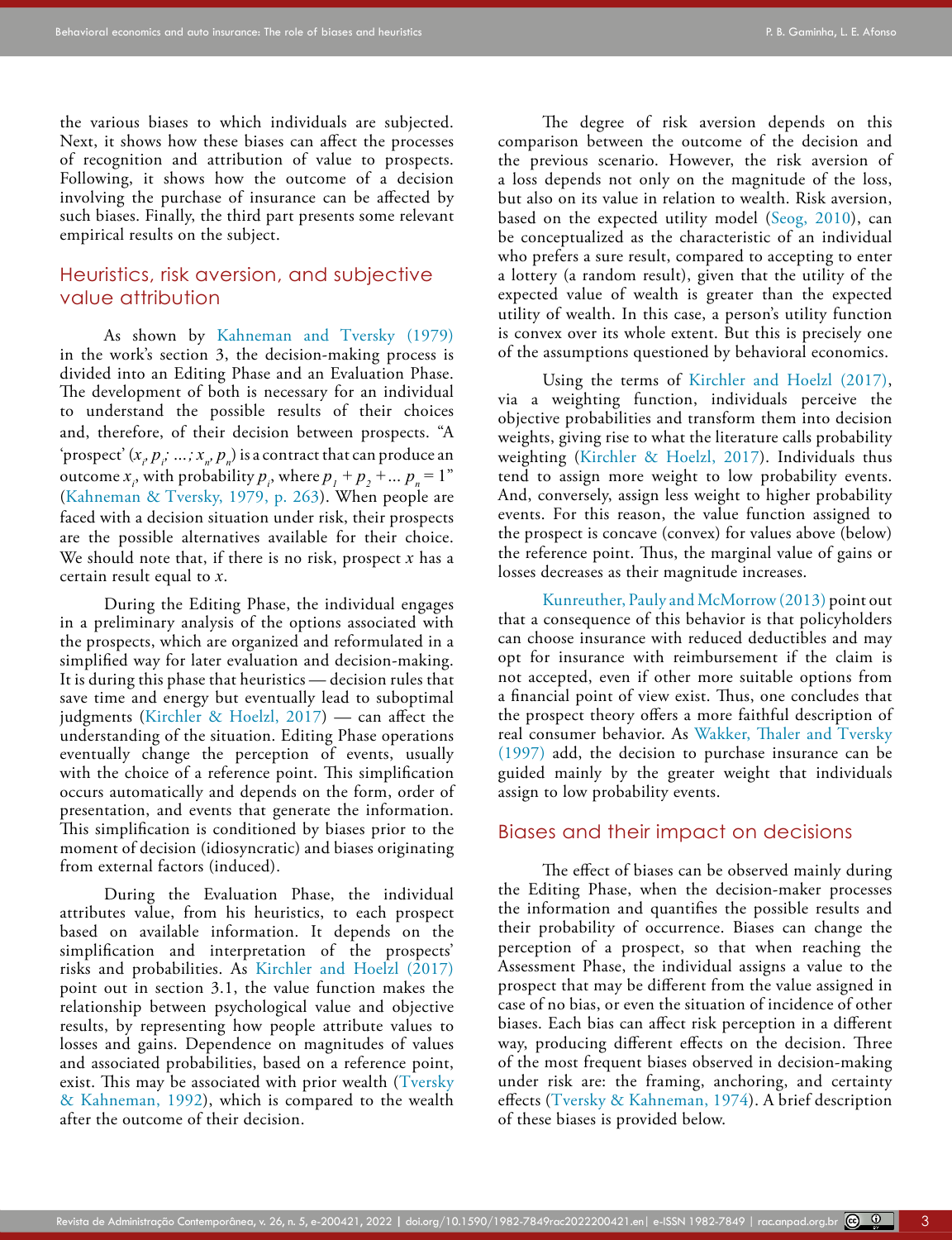the various biases to which individuals are subjected. Next, it shows how these biases can affect the processes of recognition and attribution of value to prospects. Following, it shows how the outcome of a decision involving the purchase of insurance can be affected by such biases. Finally, the third part presents some relevant empirical results on the subject.

## Heuristics, risk aversion, and subjective value attribution

As shown by Kahneman and Tversky (1979) in the work's section 3, the decision-making process is divided into an Editing Phase and an Evaluation Phase. The development of both is necessary for an individual to understand the possible results of their choices and, therefore, of their decision between prospects. "A 'prospect' ($x_i, p_i; \ldots; x_n, p_n$) is a contract that can produce an outcome $x_i$, with probability $p_i$, where $p_1 + p_2 + \ldots p_n = 1$" (Kahneman & Tversky, 1979, p. 263). When people are faced with a decision situation under risk, their prospects are the possible alternatives available for their choice. We should note that, if there is no risk, prospect $x$ has a certain result equal to $x$.

During the Editing Phase, the individual engages in a preliminary analysis of the options associated with the prospects, which are organized and reformulated in a simplified way for later evaluation and decision-making. It is during this phase that heuristics — decision rules that save time and energy but eventually lead to suboptimal judgments (Kirchler & Hoelzl, 2017) — can affect the understanding of the situation. Editing Phase operations eventually change the perception of events, usually with the choice of a reference point. This simplification occurs automatically and depends on the form, order of presentation, and events that generate the information. This simplification is conditioned by biases prior to the moment of decision (idiosyncratic) and biases originating from external factors (induced).

During the Evaluation Phase, the individual attributes value, from his heuristics, to each prospect based on available information. It depends on the simplification and interpretation of the prospects' risks and probabilities. As Kirchler and Hoelzl (2017) point out in section 3.1, the value function makes the relationship between psychological value and objective results, by representing how people attribute values to losses and gains. Dependence on magnitudes of values and associated probabilities, based on a reference point, exist. This may be associated with prior wealth (Tversky & Kahneman, 1992), which is compared to the wealth after the outcome of their decision.

The degree of risk aversion depends on this comparison between the outcome of the decision and the previous scenario. However, the risk aversion of a loss depends not only on the magnitude of the loss, but also on its value in relation to wealth. Risk aversion, based on the expected utility model (Seog, 2010), can be conceptualized as the characteristic of an individual who prefers a sure result, compared to accepting to enter a lottery (a random result), given that the utility of the expected value of wealth is greater than the expected utility of wealth. In this case, a person's utility function is convex over its whole extent. But this is precisely one of the assumptions questioned by behavioral economics.

Using the terms of Kirchler and Hoelzl (2017), via a weighting function, individuals perceive the objective probabilities and transform them into decision weights, giving rise to what the literature calls probability weighting (Kirchler & Hoelzl, 2017). Individuals thus tend to assign more weight to low probability events. And, conversely, assign less weight to higher probability events. For this reason, the value function assigned to the prospect is concave (convex) for values above (below) the reference point. Thus, the marginal value of gains or losses decreases as their magnitude increases.

Kunreuther, Pauly and McMorrow (2013) point out that a consequence of this behavior is that policyholders can choose insurance with reduced deductibles and may opt for insurance with reimbursement if the claim is not accepted, even if other more suitable options from a financial point of view exist. Thus, one concludes that the prospect theory offers a more faithful description of real consumer behavior. As Wakker, Thaler and Tversky (1997) add, the decision to purchase insurance can be guided mainly by the greater weight that individuals assign to low probability events.

## Biases and their impact on decisions

The effect of biases can be observed mainly during the Editing Phase, when the decision-maker processes the information and quantifies the possible results and their probability of occurrence. Biases can change the perception of a prospect, so that when reaching the Assessment Phase, the individual assigns a value to the prospect that may be different from the value assigned in case of no bias, or even the situation of incidence of other biases. Each bias can affect risk perception in a different way, producing different effects on the decision. Three of the most frequent biases observed in decision-making under risk are: the framing, anchoring, and certainty effects (Tversky & Kahneman, 1974). A brief description of these biases is provided below.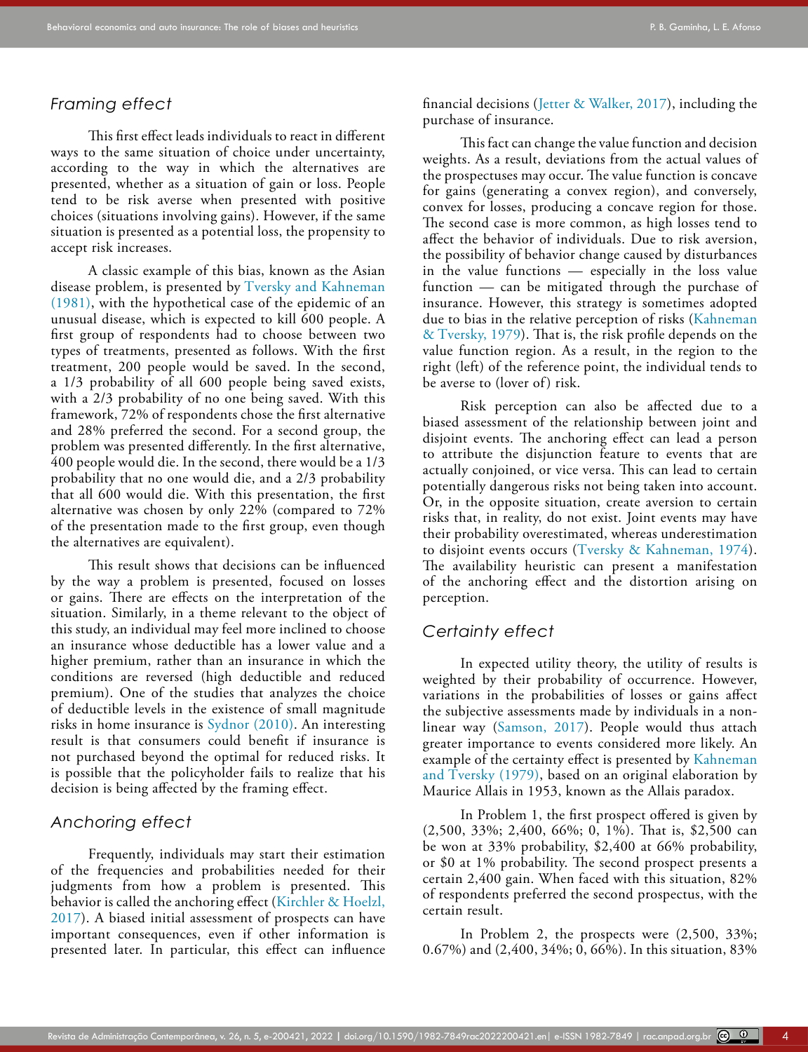## Framing effect

This first effect leads individuals to react in different ways to the same situation of choice under uncertainty, according to the way in which the alternatives are presented, whether as a situation of gain or loss. People tend to be risk averse when presented with positive choices (situations involving gains). However, if the same situation is presented as a potential loss, the propensity to accept risk increases.

A classic example of this bias, known as the Asian disease problem, is presented by Tversky and Kahneman (1981), with the hypothetical case of the epidemic of an unusual disease, which is expected to kill 600 people. A first group of respondents had to choose between two types of treatments, presented as follows. With the first treatment, 200 people would be saved. In the second, a 1/3 probability of all 600 people being saved exists, with a 2/3 probability of no one being saved. With this framework, 72% of respondents chose the first alternative and 28% preferred the second. For a second group, the problem was presented differently. In the first alternative, 400 people would die. In the second, there would be a 1/3 probability that no one would die, and a 2/3 probability that all 600 would die. With this presentation, the first alternative was chosen by only 22% (compared to 72% of the presentation made to the first group, even though the alternatives are equivalent).

This result shows that decisions can be influenced by the way a problem is presented, focused on losses or gains. There are effects on the interpretation of the situation. Similarly, in a theme relevant to the object of this study, an individual may feel more inclined to choose an insurance whose deductible has a lower value and a higher premium, rather than an insurance in which the conditions are reversed (high deductible and reduced premium). One of the studies that analyzes the choice of deductible levels in the existence of small magnitude risks in home insurance is Sydnor (2010). An interesting result is that consumers could benefit if insurance is not purchased beyond the optimal for reduced risks. It is possible that the policyholder fails to realize that his decision is being affected by the framing effect.

## Anchoring effect

Frequently, individuals may start their estimation of the frequencies and probabilities needed for their judgments from how a problem is presented. This behavior is called the anchoring effect (Kirchler & Hoelzl, 2017). A biased initial assessment of prospects can have important consequences, even if other information is presented later. In particular, this effect can influence financial decisions (Jetter & Walker, 2017), including the purchase of insurance.

This fact can change the value function and decision weights. As a result, deviations from the actual values of the prospectuses may occur. The value function is concave for gains (generating a convex region), and conversely, convex for losses, producing a concave region for those. The second case is more common, as high losses tend to affect the behavior of individuals. Due to risk aversion, the possibility of behavior change caused by disturbances in the value functions — especially in the loss value function — can be mitigated through the purchase of insurance. However, this strategy is sometimes adopted due to bias in the relative perception of risks (Kahneman & Tversky, 1979). That is, the risk profile depends on the value function region. As a result, in the region to the right (left) of the reference point, the individual tends to be averse to (lover of) risk.

Risk perception can also be affected due to a biased assessment of the relationship between joint and disjoint events. The anchoring effect can lead a person to attribute the disjunction feature to events that are actually conjoined, or vice versa. This can lead to certain potentially dangerous risks not being taken into account. Or, in the opposite situation, create aversion to certain risks that, in reality, do not exist. Joint events may have their probability overestimated, whereas underestimation to disjoint events occurs (Tversky & Kahneman, 1974). The availability heuristic can present a manifestation of the anchoring effect and the distortion arising on perception.

## Certainty effect

In expected utility theory, the utility of results is weighted by their probability of occurrence. However, variations in the probabilities of losses or gains affect the subjective assessments made by individuals in a non-linear way (Samson, 2017). People would thus attach greater importance to events considered more likely. An example of the certainty effect is presented by Kahneman and Tversky (1979), based on an original elaboration by Maurice Allais in 1953, known as the Allais paradox.

In Problem 1, the first prospect offered is given by (2,500, 33%; 2,400, 66%; 0, 1%). That is, $2,500 can be won at 33% probability, $2,400 at 66% probability, or $0 at 1% probability. The second prospect presents a certain 2,400 gain. When faced with this situation, 82% of respondents preferred the second prospectus, with the certain result.

In Problem 2, the prospects were (2,500, 33%; 0.67%) and (2,400, 34%; 0, 66%). In this situation, 83%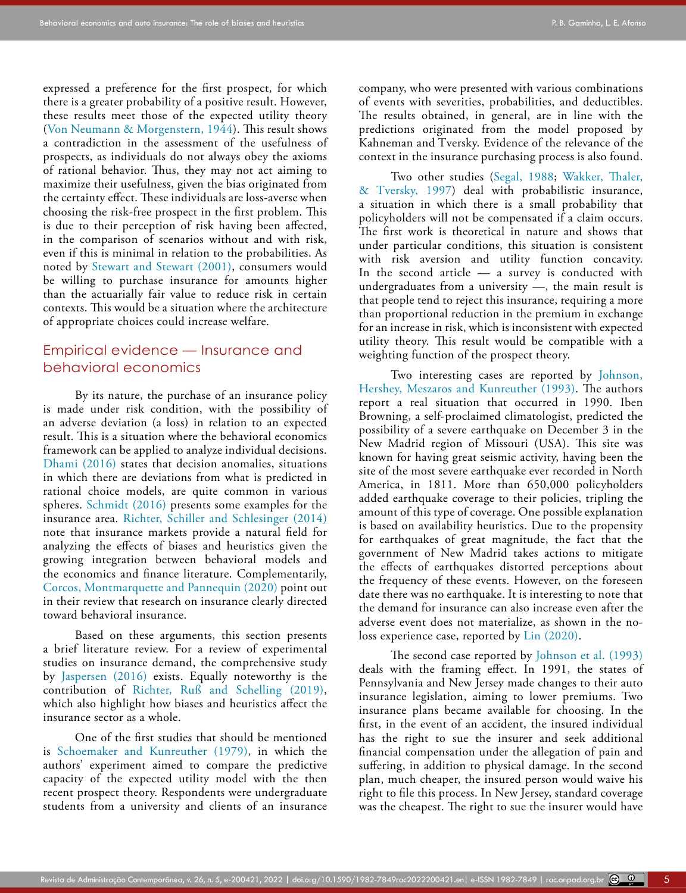expressed a preference for the first prospect, for which there is a greater probability of a positive result. However, these results meet those of the expected utility theory (Von Neumann & Morgenstern, 1944). This result shows a contradiction in the assessment of the usefulness of prospects, as individuals do not always obey the axioms of rational behavior. Thus, they may not act aiming to maximize their usefulness, given the bias originated from the certainty effect. These individuals are loss-averse when choosing the risk-free prospect in the first problem. This is due to their perception of risk having been affected, in the comparison of scenarios without and with risk, even if this is minimal in relation to the probabilities. As noted by Stewart and Stewart (2001), consumers would be willing to purchase insurance for amounts higher than the actuarially fair value to reduce risk in certain contexts. This would be a situation where the architecture of appropriate choices could increase welfare.

## Empirical evidence — Insurance and behavioral economics

By its nature, the purchase of an insurance policy is made under risk condition, with the possibility of an adverse deviation (a loss) in relation to an expected result. This is a situation where the behavioral economics framework can be applied to analyze individual decisions. Dhami (2016) states that decision anomalies, situations in which there are deviations from what is predicted in rational choice models, are quite common in various spheres. Schmidt (2016) presents some examples for the insurance area. Richter, Schiller and Schlesinger (2014) note that insurance markets provide a natural field for analyzing the effects of biases and heuristics given the growing integration between behavioral models and the economics and finance literature. Complementarily, Corcos, Montmarquette and Pannequin (2020) point out in their review that research on insurance clearly directed toward behavioral insurance.

Based on these arguments, this section presents a brief literature review. For a review of experimental studies on insurance demand, the comprehensive study by Jaspersen (2016) exists. Equally noteworthy is the contribution of Richter, Ruß and Schelling (2019), which also highlight how biases and heuristics affect the insurance sector as a whole.

One of the first studies that should be mentioned is Schoemaker and Kunreuther (1979), in which the authors' experiment aimed to compare the predictive capacity of the expected utility model with the then recent prospect theory. Respondents were undergraduate students from a university and clients of an insurance company, who were presented with various combinations of events with severities, probabilities, and deductibles. The results obtained, in general, are in line with the predictions originated from the model proposed by Kahneman and Tversky. Evidence of the relevance of the context in the insurance purchasing process is also found.

Two other studies (Segal, 1988; Wakker, Thaler, & Tversky, 1997) deal with probabilistic insurance, a situation in which there is a small probability that policyholders will not be compensated if a claim occurs. The first work is theoretical in nature and shows that under particular conditions, this situation is consistent with risk aversion and utility function concavity. In the second article — a survey is conducted with undergraduates from a university —, the main result is that people tend to reject this insurance, requiring a more than proportional reduction in the premium in exchange for an increase in risk, which is inconsistent with expected utility theory. This result would be compatible with a weighting function of the prospect theory.

Two interesting cases are reported by Johnson, Hershey, Meszaros and Kunreuther (1993). The authors report a real situation that occurred in 1990. Iben Browning, a self-proclaimed climatologist, predicted the possibility of a severe earthquake on December 3 in the New Madrid region of Missouri (USA). This site was known for having great seismic activity, having been the site of the most severe earthquake ever recorded in North America, in 1811. More than 650,000 policyholders added earthquake coverage to their policies, tripling the amount of this type of coverage. One possible explanation is based on availability heuristics. Due to the propensity for earthquakes of great magnitude, the fact that the government of New Madrid takes actions to mitigate the effects of earthquakes distorted perceptions about the frequency of these events. However, on the foreseen date there was no earthquake. It is interesting to note that the demand for insurance can also increase even after the adverse event does not materialize, as shown in the no-loss experience case, reported by Lin (2020).

The second case reported by Johnson et al. (1993) deals with the framing effect. In 1991, the states of Pennsylvania and New Jersey made changes to their auto insurance legislation, aiming to lower premiums. Two insurance plans became available for choosing. In the first, in the event of an accident, the insured individual has the right to sue the insurer and seek additional financial compensation under the allegation of pain and suffering, in addition to physical damage. In the second plan, much cheaper, the insured person would waive his right to file this process. In New Jersey, standard coverage was the cheapest. The right to sue the insurer would have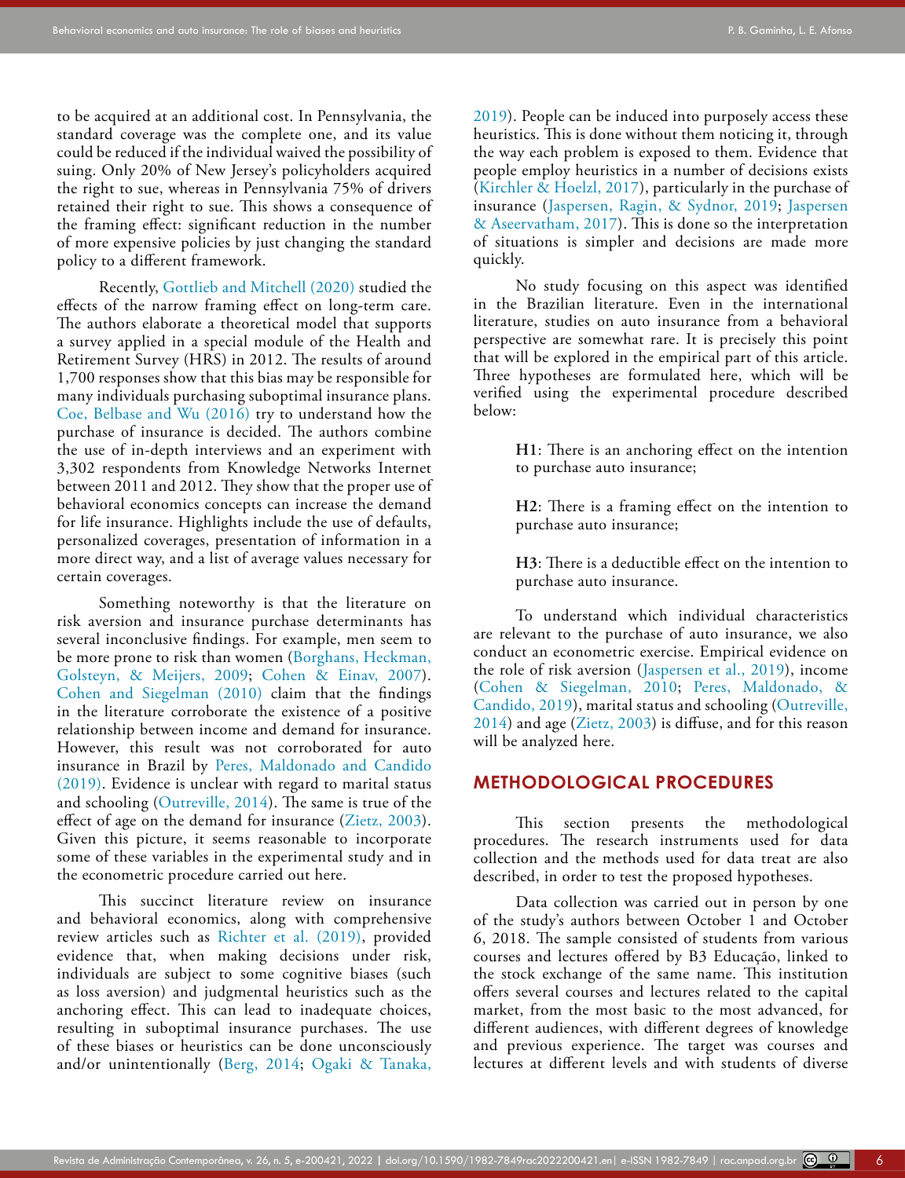to be acquired at an additional cost. In Pennsylvania, the standard coverage was the complete one, and its value could be reduced if the individual waived the possibility of suing. Only 20% of New Jersey's policyholders acquired the right to sue, whereas in Pennsylvania 75% of drivers retained their right to sue. This shows a consequence of the framing effect: significant reduction in the number of more expensive policies by just changing the standard policy to a different framework.

Recently, Gottlieb and Mitchell (2020) studied the effects of the narrow framing effect on long-term care. The authors elaborate a theoretical model that supports a survey applied in a special module of the Health and Retirement Survey (HRS) in 2012. The results of around 1,700 responses show that this bias may be responsible for many individuals purchasing suboptimal insurance plans. Coe, Belbase and Wu (2016) try to understand how the purchase of insurance is decided. The authors combine the use of in-depth interviews and an experiment with 3,302 respondents from Knowledge Networks Internet between 2011 and 2012. They show that the proper use of behavioral economics concepts can increase the demand for life insurance. Highlights include the use of defaults, personalized coverages, presentation of information in a more direct way, and a list of average values necessary for certain coverages.

Something noteworthy is that the literature on risk aversion and insurance purchase determinants has several inconclusive findings. For example, men seem to be more prone to risk than women (Borghans, Heckman, Golsteyn, & Meijers, 2009; Cohen & Einav, 2007). Cohen and Siegelman (2010) claim that the findings in the literature corroborate the existence of a positive relationship between income and demand for insurance. However, this result was not corroborated for auto insurance in Brazil by Peres, Maldonado and Candido (2019). Evidence is unclear with regard to marital status and schooling (Outreville, 2014). The same is true of the effect of age on the demand for insurance (Zietz, 2003). Given this picture, it seems reasonable to incorporate some of these variables in the experimental study and in the econometric procedure carried out here.

This succinct literature review on insurance and behavioral economics, along with comprehensive review articles such as Richter et al. (2019), provided evidence that, when making decisions under risk, individuals are subject to some cognitive biases (such as loss aversion) and judgmental heuristics such as the anchoring effect. This can lead to inadequate choices, resulting in suboptimal insurance purchases. The use of these biases or heuristics can be done unconsciously and/or unintentionally (Berg, 2014; Ogaki & Tanaka, 2019). People can be induced into purposely access these heuristics. This is done without them noticing it, through the way each problem is exposed to them. Evidence that people employ heuristics in a number of decisions exists (Kirchler & Hoelzl, 2017), particularly in the purchase of insurance (Jaspersen, Ragin, & Sydnor, 2019; Jaspersen & Aseervatham, 2017). This is done so the interpretation of situations is simpler and decisions are made more quickly.

No study focusing on this aspect was identified in the Brazilian literature. Even in the international literature, studies on auto insurance from a behavioral perspective are somewhat rare. It is precisely this point that will be explored in the empirical part of this article. Three hypotheses are formulated here, which will be verified using the experimental procedure described below:

> **H1**: There is an anchoring effect on the intention to purchase auto insurance;
>
> **H2**: There is a framing effect on the intention to purchase auto insurance;
>
> **H3**: There is a deductible effect on the intention to purchase auto insurance.

To understand which individual characteristics are relevant to the purchase of auto insurance, we also conduct an econometric exercise. Empirical evidence on the role of risk aversion (Jaspersen et al., 2019), income (Cohen & Siegelman, 2010; Peres, Maldonado, & Candido, 2019), marital status and schooling (Outreville, 2014) and age (Zietz, 2003) is diffuse, and for this reason will be analyzed here.

## METHODOLOGICAL PROCEDURES

This section presents the methodological procedures. The research instruments used for data collection and the methods used for data treat are also described, in order to test the proposed hypotheses.

Data collection was carried out in person by one of the study's authors between October 1 and October 6, 2018. The sample consisted of students from various courses and lectures offered by B3 Educação, linked to the stock exchange of the same name. This institution offers several courses and lectures related to the capital market, from the most basic to the most advanced, for different audiences, with different degrees of knowledge and previous experience. The target was courses and lectures at different levels and with students of diverse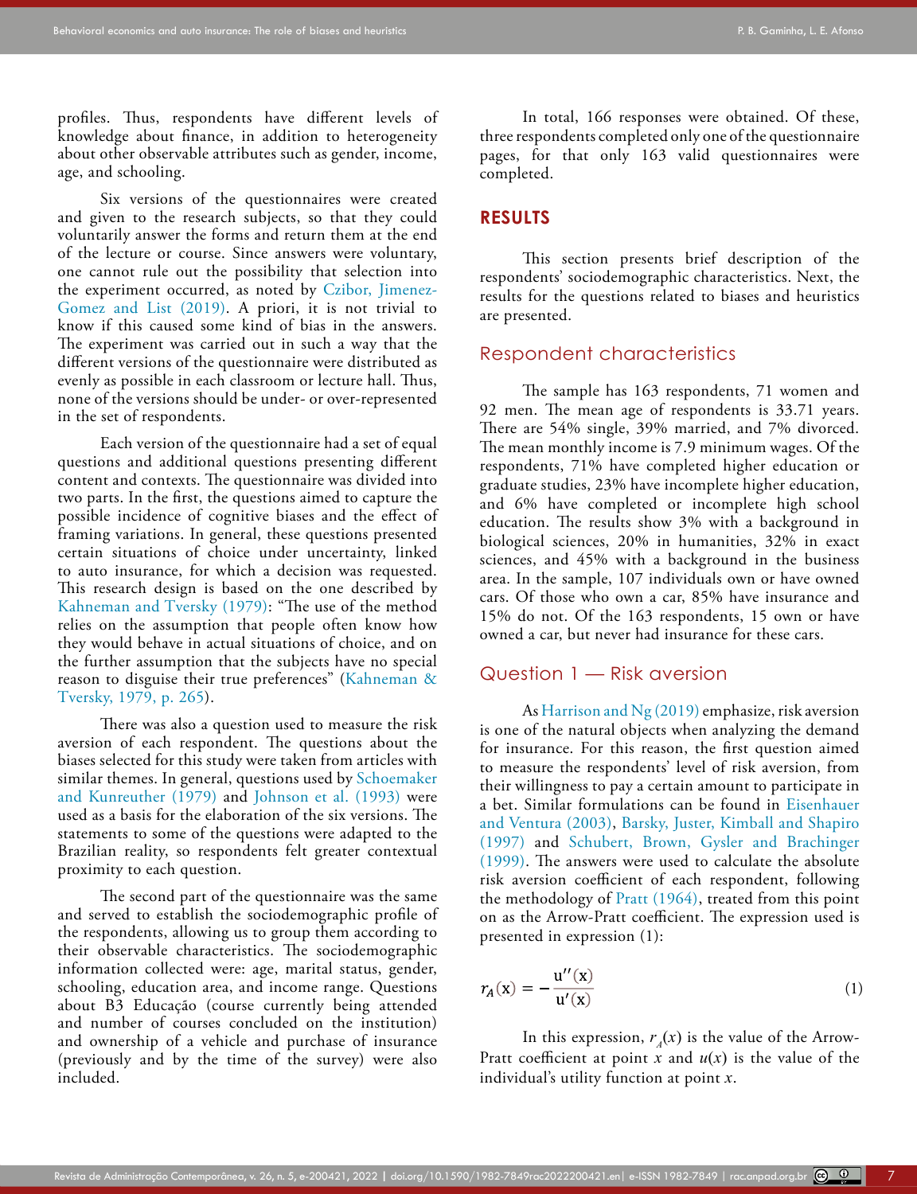profiles. Thus, respondents have different levels of knowledge about finance, in addition to heterogeneity about other observable attributes such as gender, income, age, and schooling.

Six versions of the questionnaires were created and given to the research subjects, so that they could voluntarily answer the forms and return them at the end of the lecture or course. Since answers were voluntary, one cannot rule out the possibility that selection into the experiment occurred, as noted by Czibor, Jimenez-Gomez and List (2019). A priori, it is not trivial to know if this caused some kind of bias in the answers. The experiment was carried out in such a way that the different versions of the questionnaire were distributed as evenly as possible in each classroom or lecture hall. Thus, none of the versions should be under- or over-represented in the set of respondents.

Each version of the questionnaire had a set of equal questions and additional questions presenting different content and contexts. The questionnaire was divided into two parts. In the first, the questions aimed to capture the possible incidence of cognitive biases and the effect of framing variations. In general, these questions presented certain situations of choice under uncertainty, linked to auto insurance, for which a decision was requested. This research design is based on the one described by Kahneman and Tversky (1979): "The use of the method relies on the assumption that people often know how they would behave in actual situations of choice, and on the further assumption that the subjects have no special reason to disguise their true preferences" (Kahneman & Tversky, 1979, p. 265).

There was also a question used to measure the risk aversion of each respondent. The questions about the biases selected for this study were taken from articles with similar themes. In general, questions used by Schoemaker and Kunreuther (1979) and Johnson et al. (1993) were used as a basis for the elaboration of the six versions. The statements to some of the questions were adapted to the Brazilian reality, so respondents felt greater contextual proximity to each question.

The second part of the questionnaire was the same and served to establish the sociodemographic profile of the respondents, allowing us to group them according to their observable characteristics. The sociodemographic information collected were: age, marital status, gender, schooling, education area, and income range. Questions about B3 Educação (course currently being attended and number of courses concluded on the institution) and ownership of a vehicle and purchase of insurance (previously and by the time of the survey) were also included.

In total, 166 responses were obtained. Of these, three respondents completed only one of the questionnaire pages, for that only 163 valid questionnaires were completed.

# RESULTS

This section presents brief description of the respondents' sociodemographic characteristics. Next, the results for the questions related to biases and heuristics are presented.

## Respondent characteristics

The sample has 163 respondents, 71 women and 92 men. The mean age of respondents is 33.71 years. There are 54% single, 39% married, and 7% divorced. The mean monthly income is 7.9 minimum wages. Of the respondents, 71% have completed higher education or graduate studies, 23% have incomplete higher education, and 6% have completed or incomplete high school education. The results show 3% with a background in biological sciences, 20% in humanities, 32% in exact sciences, and 45% with a background in the business area. In the sample, 107 individuals own or have owned cars. Of those who own a car, 85% have insurance and 15% do not. Of the 163 respondents, 15 own or have owned a car, but never had insurance for these cars.

## Question 1 — Risk aversion

As Harrison and Ng (2019) emphasize, risk aversion is one of the natural objects when analyzing the demand for insurance. For this reason, the first question aimed to measure the respondents' level of risk aversion, from their willingness to pay a certain amount to participate in a bet. Similar formulations can be found in Eisenhauer and Ventura (2003), Barsky, Juster, Kimball and Shapiro (1997) and Schubert, Brown, Gysler and Brachinger (1999). The answers were used to calculate the absolute risk aversion coefficient of each respondent, following the methodology of Pratt (1964), treated from this point on as the Arrow-Pratt coefficient. The expression used is presented in expression (1):

$$r_A(x) = -\frac{u''(x)}{u'(x)} \tag{1}$$

In this expression, $r_A(x)$ is the value of the Arrow-Pratt coefficient at point $x$ and $u(x)$ is the value of the individual's utility function at point $x$.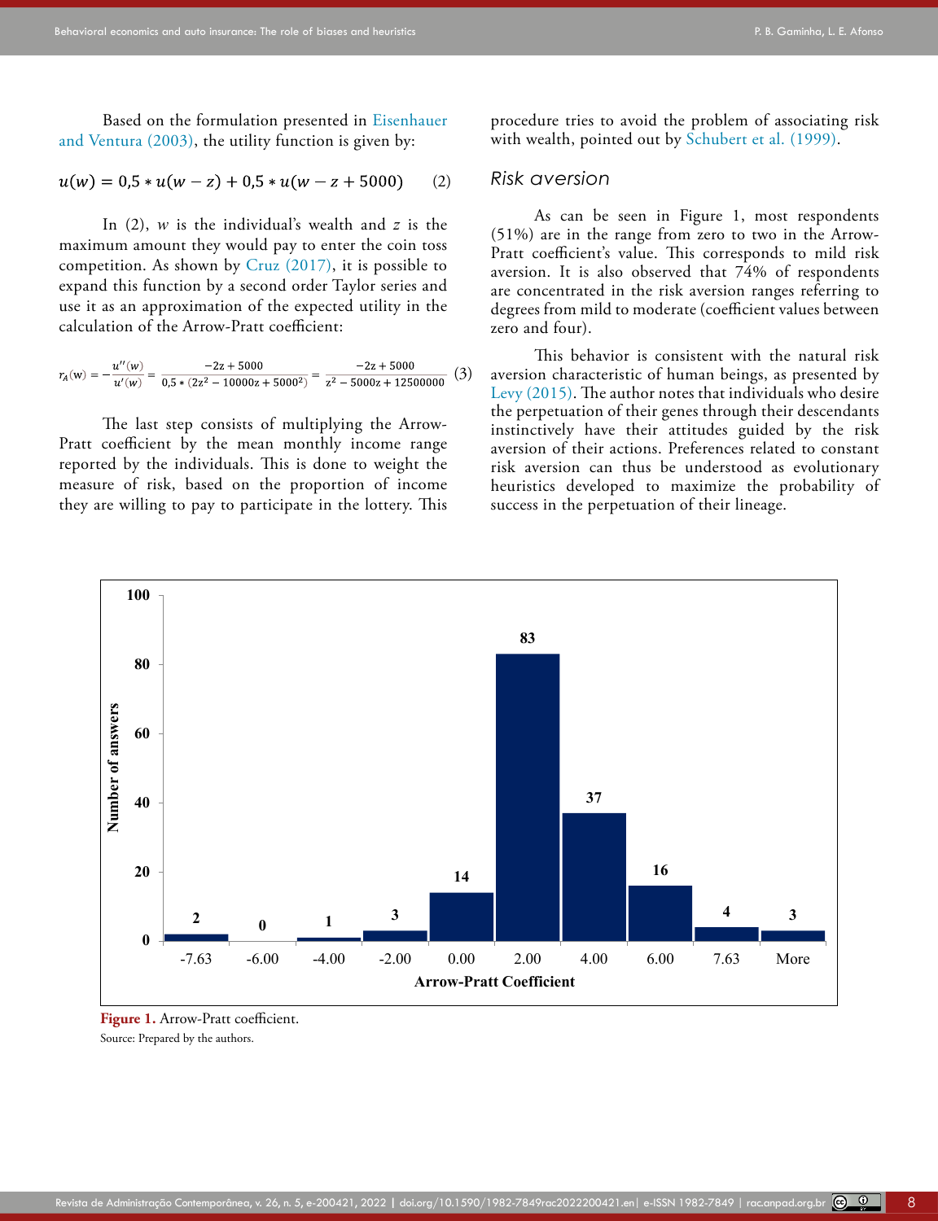Based on the formulation presented in Eisenhauer and Ventura (2003), the utility function is given by:

$$u(w) = 0{,}5 * u(w - z) + 0{,}5 * u(w - z + 5000) \quad (2)$$

In (2), $w$ is the individual's wealth and $z$ is the maximum amount they would pay to enter the coin toss competition. As shown by Cruz (2017), it is possible to expand this function by a second order Taylor series and use it as an approximation of the expected utility in the calculation of the Arrow-Pratt coefficient:

$$r_A(w) = -\frac{u''(w)}{u'(w)} = \frac{-2z + 5000}{0{,}5 * (2z^2 - 10000z + 5000^2)} = \frac{-2z + 5000}{z^2 - 5000z + 12500000} \quad (3)$$

The last step consists of multiplying the Arrow-Pratt coefficient by the mean monthly income range reported by the individuals. This is done to weight the measure of risk, based on the proportion of income they are willing to pay to participate in the lottery. This procedure tries to avoid the problem of associating risk with wealth, pointed out by Schubert et al. (1999).

### *Risk aversion*

As can be seen in Figure 1, most respondents (51%) are in the range from zero to two in the Arrow-Pratt coefficient's value. This corresponds to mild risk aversion. It is also observed that 74% of respondents are concentrated in the risk aversion ranges referring to degrees from mild to moderate (coefficient values between zero and four).

This behavior is consistent with the natural risk aversion characteristic of human beings, as presented by Levy (2015). The author notes that individuals who desire the perpetuation of their genes through their descendants instinctively have their attitudes guided by the risk aversion of their actions. Preferences related to constant risk aversion can thus be understood as evolutionary heuristics developed to maximize the probability of success in the perpetuation of their lineage.

| Arrow-Pratt Coefficient | Number of answers |
|---|---|
| -7.63 | 2 |
| -6.00 | 0 |
| -4.00 | 1 |
| -2.00 | 3 |
| 0.00 | 14 |
| 2.00 | 83 |
| 4.00 | 37 |
| 6.00 | 16 |
| 7.63 | 4 |
| More | 3 |

**Figure 1.** Arrow-Pratt coefficient.
Source: Prepared by the authors.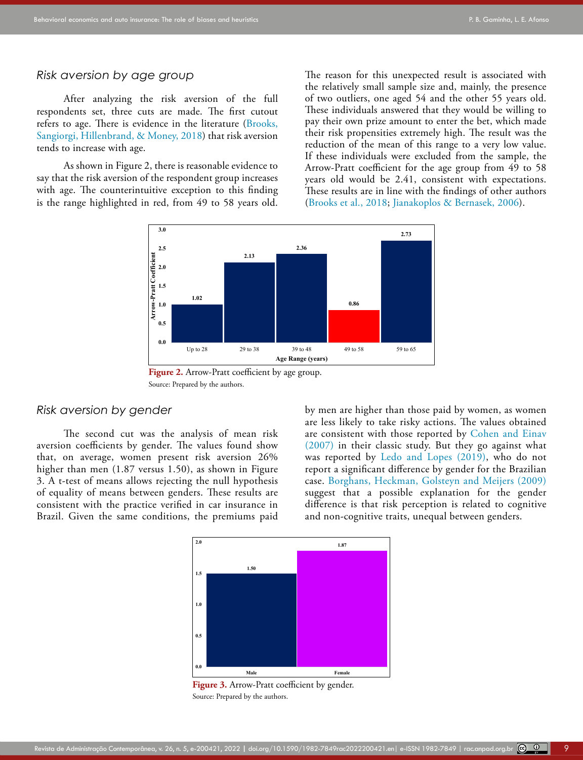### *Risk aversion by age group*

After analyzing the risk aversion of the full respondents set, three cuts are made. The first cutout refers to age. There is evidence in the literature (Brooks, Sangiorgi, Hillenbrand, & Money, 2018) that risk aversion tends to increase with age.

As shown in Figure 2, there is reasonable evidence to say that the risk aversion of the respondent group increases with age. The counterintuitive exception to this finding is the range highlighted in red, from 49 to 58 years old. The reason for this unexpected result is associated with the relatively small sample size and, mainly, the presence of two outliers, one aged 54 and the other 55 years old. These individuals answered that they would be willing to pay their own prize amount to enter the bet, which made their risk propensities extremely high. The result was the reduction of the mean of this range to a very low value. If these individuals were excluded from the sample, the Arrow-Pratt coefficient for the age group from 49 to 58 years old would be 2.41, consistent with expectations. These results are in line with the findings of other authors (Brooks et al., 2018; Jianakoplos & Bernasek, 2006).

**Figure 2.** Arrow-Pratt coefficient by age group.
Source: Prepared by the authors.

### *Risk aversion by gender*

The second cut was the analysis of mean risk aversion coefficients by gender. The values found show that, on average, women present risk aversion 26% higher than men (1.87 versus 1.50), as shown in Figure 3. A t-test of means allows rejecting the null hypothesis of equality of means between genders. These results are consistent with the practice verified in car insurance in Brazil. Given the same conditions, the premiums paid by men are higher than those paid by women, as women are less likely to take risky actions. The values obtained are consistent with those reported by Cohen and Einav (2007) in their classic study. But they go against what was reported by Ledo and Lopes (2019), who do not report a significant difference by gender for the Brazilian case. Borghans, Heckman, Golsteyn and Meijers (2009) suggest that a possible explanation for the gender difference is that risk perception is related to cognitive and non-cognitive traits, unequal between genders.

**Figure 3.** Arrow-Pratt coefficient by gender.
Source: Prepared by the authors.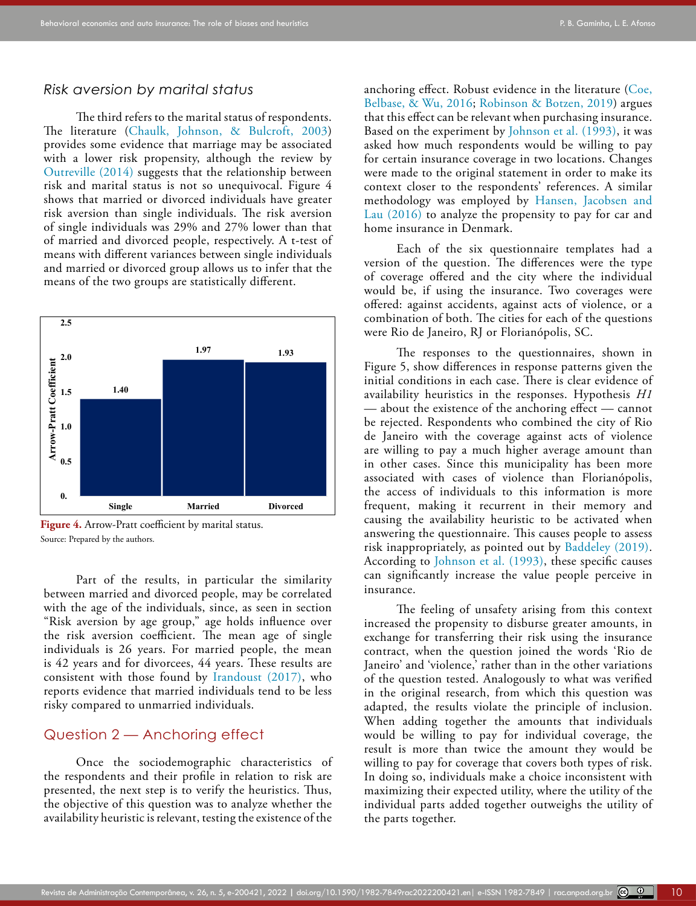### *Risk aversion by marital status*

The third refers to the marital status of respondents. The literature (Chaulk, Johnson, & Bulcroft, 2003) provides some evidence that marriage may be associated with a lower risk propensity, although the review by Outreville (2014) suggests that the relationship between risk and marital status is not so unequivocal. Figure 4 shows that married or divorced individuals have greater risk aversion than single individuals. The risk aversion of single individuals was 29% and 27% lower than that of married and divorced people, respectively. A t-test of means with different variances between single individuals and married or divorced group allows us to infer that the means of the two groups are statistically different.

**Figure 4.** Arrow-Pratt coefficient by marital status.
Source: Prepared by the authors.

Part of the results, in particular the similarity between married and divorced people, may be correlated with the age of the individuals, since, as seen in section "Risk aversion by age group," age holds influence over the risk aversion coefficient. The mean age of single individuals is 26 years. For married people, the mean is 42 years and for divorcees, 44 years. These results are consistent with those found by Irandoust (2017), who reports evidence that married individuals tend to be less risky compared to unmarried individuals.

## Question 2 — Anchoring effect

Once the sociodemographic characteristics of the respondents and their profile in relation to risk are presented, the next step is to verify the heuristics. Thus, the objective of this question was to analyze whether the availability heuristic is relevant, testing the existence of the anchoring effect. Robust evidence in the literature (Coe, Belbase, & Wu, 2016; Robinson & Botzen, 2019) argues that this effect can be relevant when purchasing insurance. Based on the experiment by Johnson et al. (1993), it was asked how much respondents would be willing to pay for certain insurance coverage in two locations. Changes were made to the original statement in order to make its context closer to the respondents' references. A similar methodology was employed by Hansen, Jacobsen and Lau (2016) to analyze the propensity to pay for car and home insurance in Denmark.

Each of the six questionnaire templates had a version of the question. The differences were the type of coverage offered and the city where the individual would be, if using the insurance. Two coverages were offered: against accidents, against acts of violence, or a combination of both. The cities for each of the questions were Rio de Janeiro, RJ or Florianópolis, SC.

The responses to the questionnaires, shown in Figure 5, show differences in response patterns given the initial conditions in each case. There is clear evidence of availability heuristics in the responses. Hypothesis *H1* — about the existence of the anchoring effect — cannot be rejected. Respondents who combined the city of Rio de Janeiro with the coverage against acts of violence are willing to pay a much higher average amount than in other cases. Since this municipality has been more associated with cases of violence than Florianópolis, the access of individuals to this information is more frequent, making it recurrent in their memory and causing the availability heuristic to be activated when answering the questionnaire. This causes people to assess risk inappropriately, as pointed out by Baddeley (2019). According to Johnson et al. (1993), these specific causes can significantly increase the value people perceive in insurance.

The feeling of unsafety arising from this context increased the propensity to disburse greater amounts, in exchange for transferring their risk using the insurance contract, when the question joined the words 'Rio de Janeiro' and 'violence,' rather than in the other variations of the question tested. Analogously to what was verified in the original research, from which this question was adapted, the results violate the principle of inclusion. When adding together the amounts that individuals would be willing to pay for individual coverage, the result is more than twice the amount they would be willing to pay for coverage that covers both types of risk. In doing so, individuals make a choice inconsistent with maximizing their expected utility, where the utility of the individual parts added together outweighs the utility of the parts together.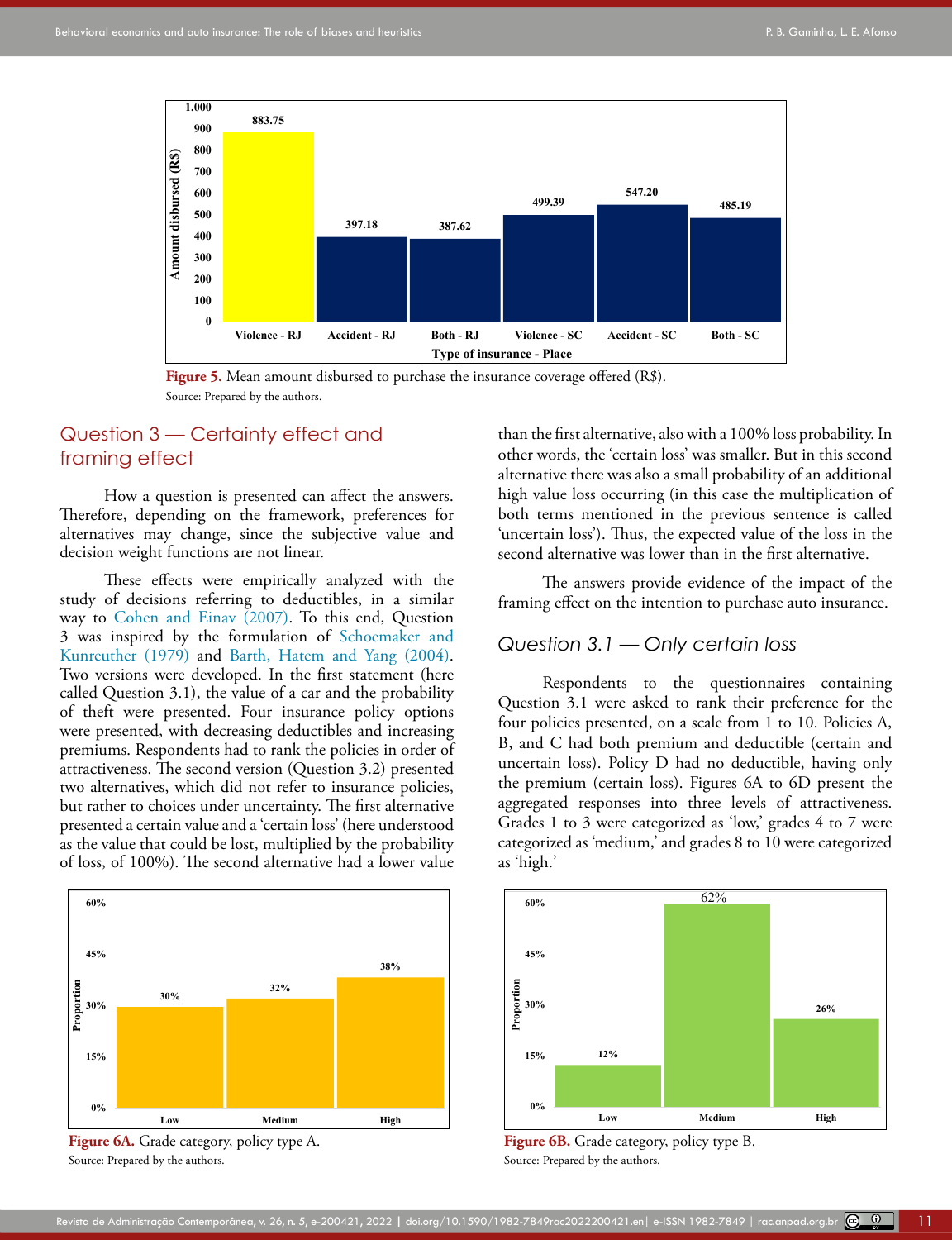Figure 5. Mean amount disbursed to purchase the insurance coverage offered (R$).
Source: Prepared by the authors.

## Question 3 — Certainty effect and framing effect

How a question is presented can affect the answers. Therefore, depending on the framework, preferences for alternatives may change, since the subjective value and decision weight functions are not linear.

These effects were empirically analyzed with the study of decisions referring to deductibles, in a similar way to Cohen and Einav (2007). To this end, Question 3 was inspired by the formulation of Schoemaker and Kunreuther (1979) and Barth, Hatem and Yang (2004). Two versions were developed. In the first statement (here called Question 3.1), the value of a car and the probability of theft were presented. Four insurance policy options were presented, with decreasing deductibles and increasing premiums. Respondents had to rank the policies in order of attractiveness. The second version (Question 3.2) presented two alternatives, which did not refer to insurance policies, but rather to choices under uncertainty. The first alternative presented a certain value and a 'certain loss' (here understood as the value that could be lost, multiplied by the probability of loss, of 100%). The second alternative had a lower value than the first alternative, also with a 100% loss probability. In other words, the 'certain loss' was smaller. But in this second alternative there was also a small probability of an additional high value loss occurring (in this case the multiplication of both terms mentioned in the previous sentence is called 'uncertain loss'). Thus, the expected value of the loss in the second alternative was lower than in the first alternative.

The answers provide evidence of the impact of the framing effect on the intention to purchase auto insurance.

### *Question 3.1 — Only certain loss*

Respondents to the questionnaires containing Question 3.1 were asked to rank their preference for the four policies presented, on a scale from 1 to 10. Policies A, B, and C had both premium and deductible (certain and uncertain loss). Policy D had no deductible, having only the premium (certain loss). Figures 6A to 6D present the aggregated responses into three levels of attractiveness. Grades 1 to 3 were categorized as 'low,' grades 4 to 7 were categorized as 'medium,' and grades 8 to 10 were categorized as 'high.'

Figure 6A. Grade category, policy type A.
Source: Prepared by the authors.

Figure 6B. Grade category, policy type B.
Source: Prepared by the authors.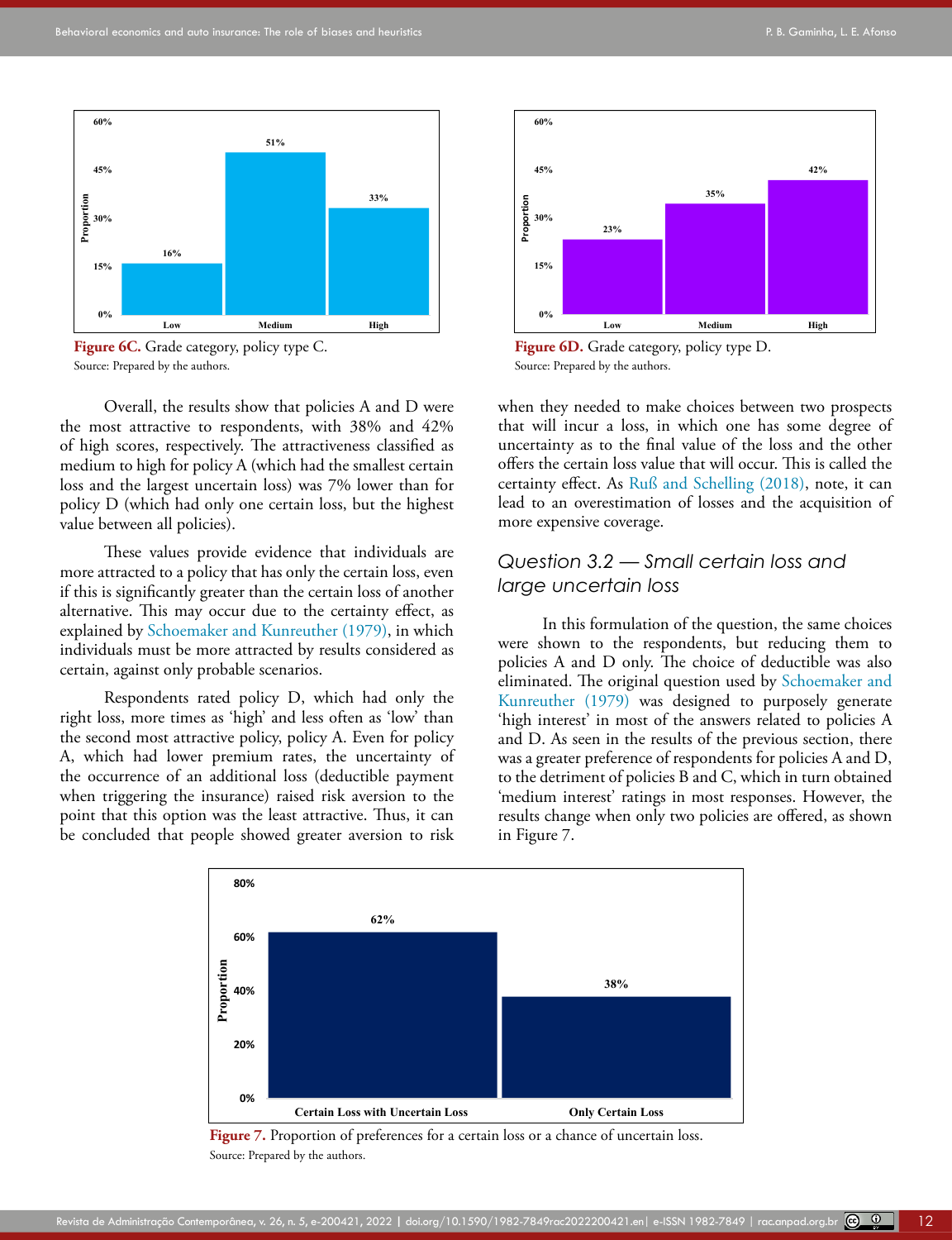Figure 6C. Grade category, policy type C.
Source: Prepared by the authors.

Figure 6D. Grade category, policy type D.
Source: Prepared by the authors.

Overall, the results show that policies A and D were the most attractive to respondents, with 38% and 42% of high scores, respectively. The attractiveness classified as medium to high for policy A (which had the smallest certain loss and the largest uncertain loss) was 7% lower than for policy D (which had only one certain loss, but the highest value between all policies).

These values provide evidence that individuals are more attracted to a policy that has only the certain loss, even if this is significantly greater than the certain loss of another alternative. This may occur due to the certainty effect, as explained by Schoemaker and Kunreuther (1979), in which individuals must be more attracted by results considered as certain, against only probable scenarios.

Respondents rated policy D, which had only the right loss, more times as 'high' and less often as 'low' than the second most attractive policy, policy A. Even for policy A, which had lower premium rates, the uncertainty of the occurrence of an additional loss (deductible payment when triggering the insurance) raised risk aversion to the point that this option was the least attractive. Thus, it can be concluded that people showed greater aversion to risk when they needed to make choices between two prospects that will incur a loss, in which one has some degree of uncertainty as to the final value of the loss and the other offers the certain loss value that will occur. This is called the certainty effect. As Ruß and Schelling (2018), note, it can lead to an overestimation of losses and the acquisition of more expensive coverage.

### *Question 3.2 — Small certain loss and large uncertain loss*

In this formulation of the question, the same choices were shown to the respondents, but reducing them to policies A and D only. The choice of deductible was also eliminated. The original question used by Schoemaker and Kunreuther (1979) was designed to purposely generate 'high interest' in most of the answers related to policies A and D. As seen in the results of the previous section, there was a greater preference of respondents for policies A and D, to the detriment of policies B and C, which in turn obtained 'medium interest' ratings in most responses. However, the results change when only two policies are offered, as shown in Figure 7.

Figure 7. Proportion of preferences for a certain loss or a chance of uncertain loss.
Source: Prepared by the authors.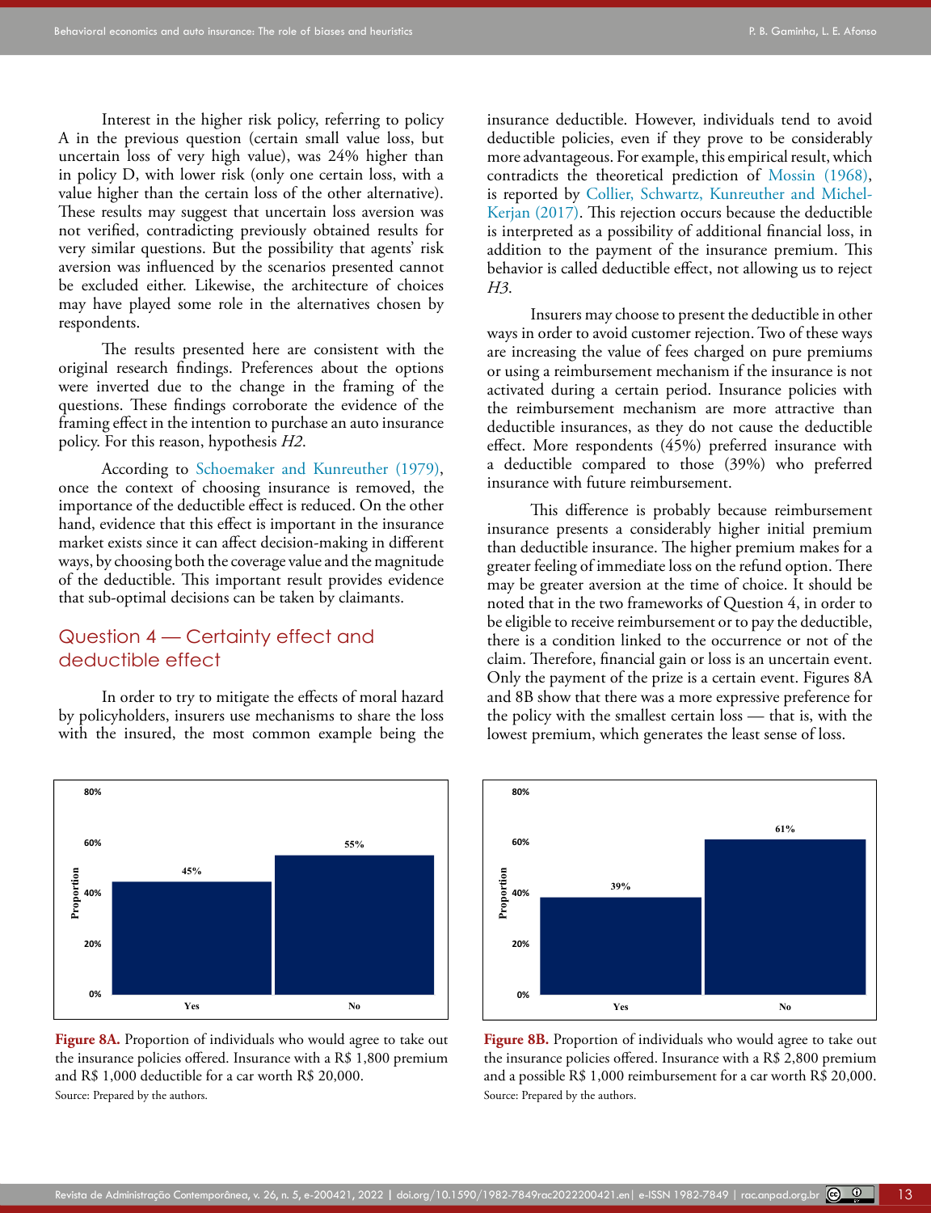Interest in the higher risk policy, referring to policy A in the previous question (certain small value loss, but uncertain loss of very high value), was 24% higher than in policy D, with lower risk (only one certain loss, with a value higher than the certain loss of the other alternative). These results may suggest that uncertain loss aversion was not verified, contradicting previously obtained results for very similar questions. But the possibility that agents' risk aversion was influenced by the scenarios presented cannot be excluded either. Likewise, the architecture of choices may have played some role in the alternatives chosen by respondents.

The results presented here are consistent with the original research findings. Preferences about the options were inverted due to the change in the framing of the questions. These findings corroborate the evidence of the framing effect in the intention to purchase an auto insurance policy. For this reason, hypothesis *H2*.

According to Schoemaker and Kunreuther (1979), once the context of choosing insurance is removed, the importance of the deductible effect is reduced. On the other hand, evidence that this effect is important in the insurance market exists since it can affect decision-making in different ways, by choosing both the coverage value and the magnitude of the deductible. This important result provides evidence that sub-optimal decisions can be taken by claimants.

## Question 4 — Certainty effect and deductible effect

In order to try to mitigate the effects of moral hazard by policyholders, insurers use mechanisms to share the loss with the insured, the most common example being the insurance deductible. However, individuals tend to avoid deductible policies, even if they prove to be considerably more advantageous. For example, this empirical result, which contradicts the theoretical prediction of Mossin (1968), is reported by Collier, Schwartz, Kunreuther and Michel-Kerjan (2017). This rejection occurs because the deductible is interpreted as a possibility of additional financial loss, in addition to the payment of the insurance premium. This behavior is called deductible effect, not allowing us to reject *H3*.

Insurers may choose to present the deductible in other ways in order to avoid customer rejection. Two of these ways are increasing the value of fees charged on pure premiums or using a reimbursement mechanism if the insurance is not activated during a certain period. Insurance policies with the reimbursement mechanism are more attractive than deductible insurances, as they do not cause the deductible effect. More respondents (45%) preferred insurance with a deductible compared to those (39%) who preferred insurance with future reimbursement.

This difference is probably because reimbursement insurance presents a considerably higher initial premium than deductible insurance. The higher premium makes for a greater feeling of immediate loss on the refund option. There may be greater aversion at the time of choice. It should be noted that in the two frameworks of Question 4, in order to be eligible to receive reimbursement or to pay the deductible, there is a condition linked to the occurrence or not of the claim. Therefore, financial gain or loss is an uncertain event. Only the payment of the prize is a certain event. Figures 8A and 8B show that there was a more expressive preference for the policy with the smallest certain loss — that is, with the lowest premium, which generates the least sense of loss.

| Answer | Proportion |
|---|---|
| Yes | 45% |
| No | 55% |

**Figure 8A.** Proportion of individuals who would agree to take out the insurance policies offered. Insurance with a R$ 1,800 premium and R$ 1,000 deductible for a car worth R$ 20,000.
Source: Prepared by the authors.

| Answer | Proportion |
|---|---|
| Yes | 39% |
| No | 61% |

**Figure 8B.** Proportion of individuals who would agree to take out the insurance policies offered. Insurance with a R$ 2,800 premium and a possible R$ 1,000 reimbursement for a car worth R$ 20,000.
Source: Prepared by the authors.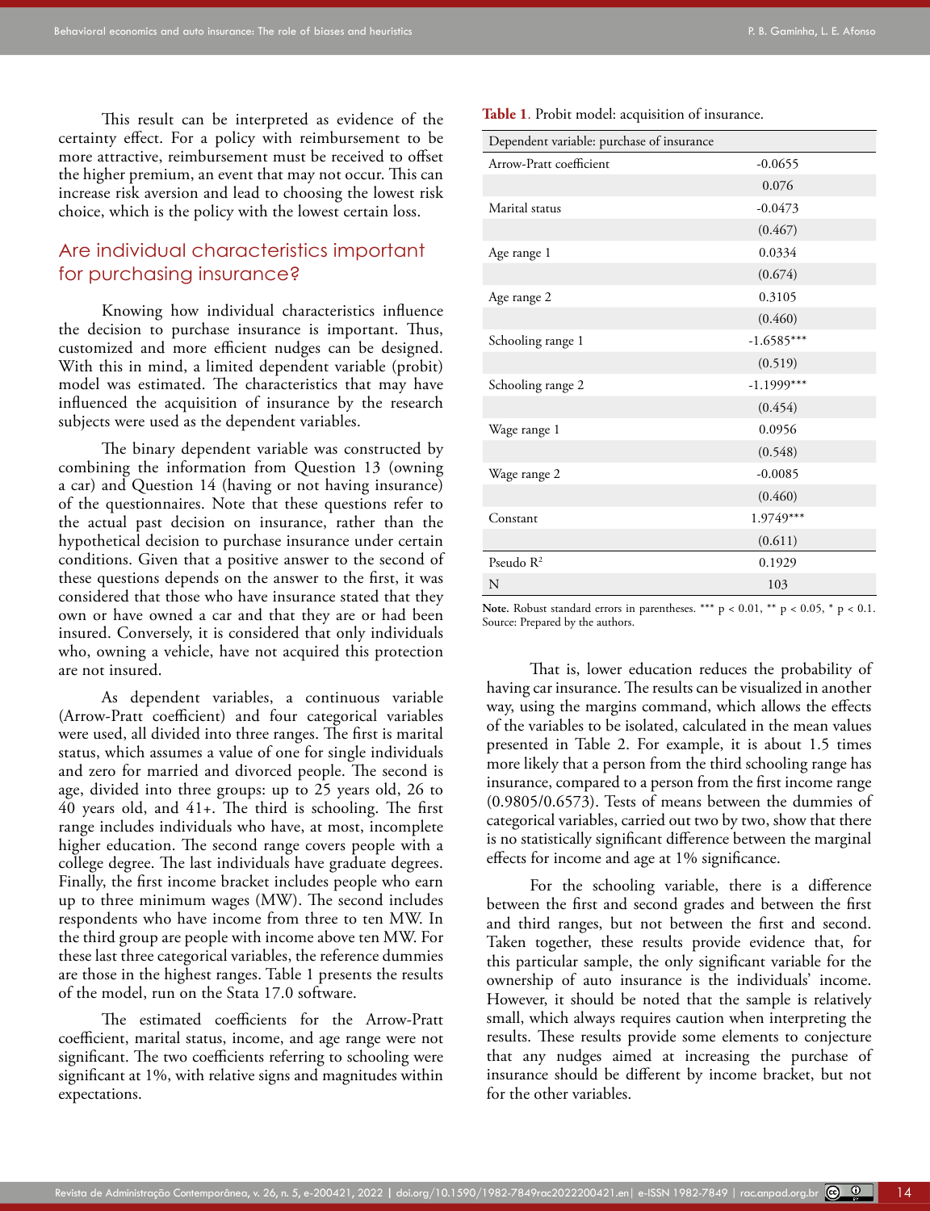This result can be interpreted as evidence of the certainty effect. For a policy with reimbursement to be more attractive, reimbursement must be received to offset the higher premium, an event that may not occur. This can increase risk aversion and lead to choosing the lowest risk choice, which is the policy with the lowest certain loss.

## Are individual characteristics important for purchasing insurance?

Knowing how individual characteristics influence the decision to purchase insurance is important. Thus, customized and more efficient nudges can be designed. With this in mind, a limited dependent variable (probit) model was estimated. The characteristics that may have influenced the acquisition of insurance by the research subjects were used as the dependent variables.

The binary dependent variable was constructed by combining the information from Question 13 (owning a car) and Question 14 (having or not having insurance) of the questionnaires. Note that these questions refer to the actual past decision on insurance, rather than the hypothetical decision to purchase insurance under certain conditions. Given that a positive answer to the second of these questions depends on the answer to the first, it was considered that those who have insurance stated that they own or have owned a car and that they are or had been insured. Conversely, it is considered that only individuals who, owning a vehicle, have not acquired this protection are not insured.

As dependent variables, a continuous variable (Arrow-Pratt coefficient) and four categorical variables were used, all divided into three ranges. The first is marital status, which assumes a value of one for single individuals and zero for married and divorced people. The second is age, divided into three groups: up to 25 years old, 26 to 40 years old, and 41+. The third is schooling. The first range includes individuals who have, at most, incomplete higher education. The second range covers people with a college degree. The last individuals have graduate degrees. Finally, the first income bracket includes people who earn up to three minimum wages (MW). The second includes respondents who have income from three to ten MW. In the third group are people with income above ten MW. For these last three categorical variables, the reference dummies are those in the highest ranges. Table 1 presents the results of the model, run on the Stata 17.0 software.

The estimated coefficients for the Arrow-Pratt coefficient, marital status, income, and age range were not significant. The two coefficients referring to schooling were significant at 1%, with relative signs and magnitudes within expectations.

**Table 1**. Probit model: acquisition of insurance.

| Dependent variable: purchase of insurance | |
|---|---|
| Arrow-Pratt coefficient | -0.0655 |
| | 0.076 |
| Marital status | -0.0473 |
| | (0.467) |
| Age range 1 | 0.0334 |
| | (0.674) |
| Age range 2 | 0.3105 |
| | (0.460) |
| Schooling range 1 | -1.6585*** |
| | (0.519) |
| Schooling range 2 | -1.1999*** |
| | (0.454) |
| Wage range 1 | 0.0956 |
| | (0.548) |
| Wage range 2 | -0.0085 |
| | (0.460) |
| Constant | 1.9749*** |
| | (0.611) |
| Pseudo $R^2$ | 0.1929 |
| N | 103 |

**Note.** Robust standard errors in parentheses. *** $p < 0.01$, ** $p < 0.05$, * $p < 0.1$.
Source: Prepared by the authors.

That is, lower education reduces the probability of having car insurance. The results can be visualized in another way, using the margins command, which allows the effects of the variables to be isolated, calculated in the mean values presented in Table 2. For example, it is about 1.5 times more likely that a person from the third schooling range has insurance, compared to a person from the first income range (0.9805/0.6573). Tests of means between the dummies of categorical variables, carried out two by two, show that there is no statistically significant difference between the marginal effects for income and age at 1% significance.

For the schooling variable, there is a difference between the first and second grades and between the first and third ranges, but not between the first and second. Taken together, these results provide evidence that, for this particular sample, the only significant variable for the ownership of auto insurance is the individuals' income. However, it should be noted that the sample is relatively small, which always requires caution when interpreting the results. These results provide some elements to conjecture that any nudges aimed at increasing the purchase of insurance should be different by income bracket, but not for the other variables.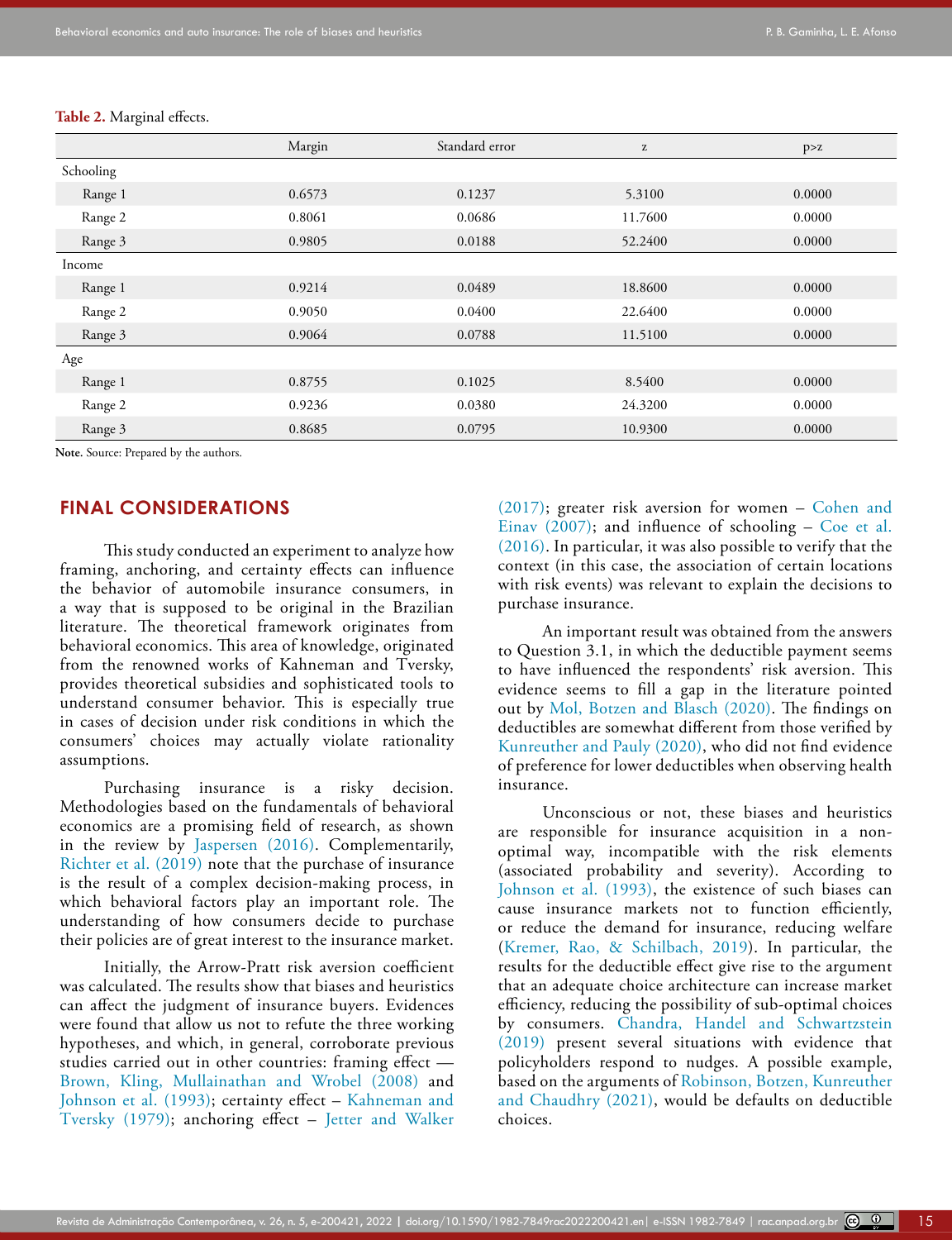**Table 2.** Marginal effects.

| | Margin | Standard error | z | p>z |
|---|---|---|---|---|
| Schooling | | | | |
| Range 1 | 0.6573 | 0.1237 | 5.3100 | 0.0000 |
| Range 2 | 0.8061 | 0.0686 | 11.7600 | 0.0000 |
| Range 3 | 0.9805 | 0.0188 | 52.2400 | 0.0000 |
| Income | | | | |
| Range 1 | 0.9214 | 0.0489 | 18.8600 | 0.0000 |
| Range 2 | 0.9050 | 0.0400 | 22.6400 | 0.0000 |
| Range 3 | 0.9064 | 0.0788 | 11.5100 | 0.0000 |
| Age | | | | |
| Range 1 | 0.8755 | 0.1025 | 8.5400 | 0.0000 |
| Range 2 | 0.9236 | 0.0380 | 24.3200 | 0.0000 |
| Range 3 | 0.8685 | 0.0795 | 10.9300 | 0.0000 |

**Note.** Source: Prepared by the authors.

## FINAL CONSIDERATIONS

This study conducted an experiment to analyze how framing, anchoring, and certainty effects can influence the behavior of automobile insurance consumers, in a way that is supposed to be original in the Brazilian literature. The theoretical framework originates from behavioral economics. This area of knowledge, originated from the renowned works of Kahneman and Tversky, provides theoretical subsidies and sophisticated tools to understand consumer behavior. This is especially true in cases of decision under risk conditions in which the consumers' choices may actually violate rationality assumptions.

Purchasing insurance is a risky decision. Methodologies based on the fundamentals of behavioral economics are a promising field of research, as shown in the review by Jaspersen (2016). Complementarily, Richter et al. (2019) note that the purchase of insurance is the result of a complex decision-making process, in which behavioral factors play an important role. The understanding of how consumers decide to purchase their policies are of great interest to the insurance market.

Initially, the Arrow-Pratt risk aversion coefficient was calculated. The results show that biases and heuristics can affect the judgment of insurance buyers. Evidences were found that allow us not to refute the three working hypotheses, and which, in general, corroborate previous studies carried out in other countries: framing effect — Brown, Kling, Mullainathan and Wrobel (2008) and Johnson et al. (1993); certainty effect – Kahneman and Tversky (1979); anchoring effect – Jetter and Walker (2017); greater risk aversion for women – Cohen and Einav (2007); and influence of schooling – Coe et al. (2016). In particular, it was also possible to verify that the context (in this case, the association of certain locations with risk events) was relevant to explain the decisions to purchase insurance.

An important result was obtained from the answers to Question 3.1, in which the deductible payment seems to have influenced the respondents' risk aversion. This evidence seems to fill a gap in the literature pointed out by Mol, Botzen and Blasch (2020). The findings on deductibles are somewhat different from those verified by Kunreuther and Pauly (2020), who did not find evidence of preference for lower deductibles when observing health insurance.

Unconscious or not, these biases and heuristics are responsible for insurance acquisition in a non-optimal way, incompatible with the risk elements (associated probability and severity). According to Johnson et al. (1993), the existence of such biases can cause insurance markets not to function efficiently, or reduce the demand for insurance, reducing welfare (Kremer, Rao, & Schilbach, 2019). In particular, the results for the deductible effect give rise to the argument that an adequate choice architecture can increase market efficiency, reducing the possibility of sub-optimal choices by consumers. Chandra, Handel and Schwartzstein (2019) present several situations with evidence that policyholders respond to nudges. A possible example, based on the arguments of Robinson, Botzen, Kunreuther and Chaudhry (2021), would be defaults on deductible choices.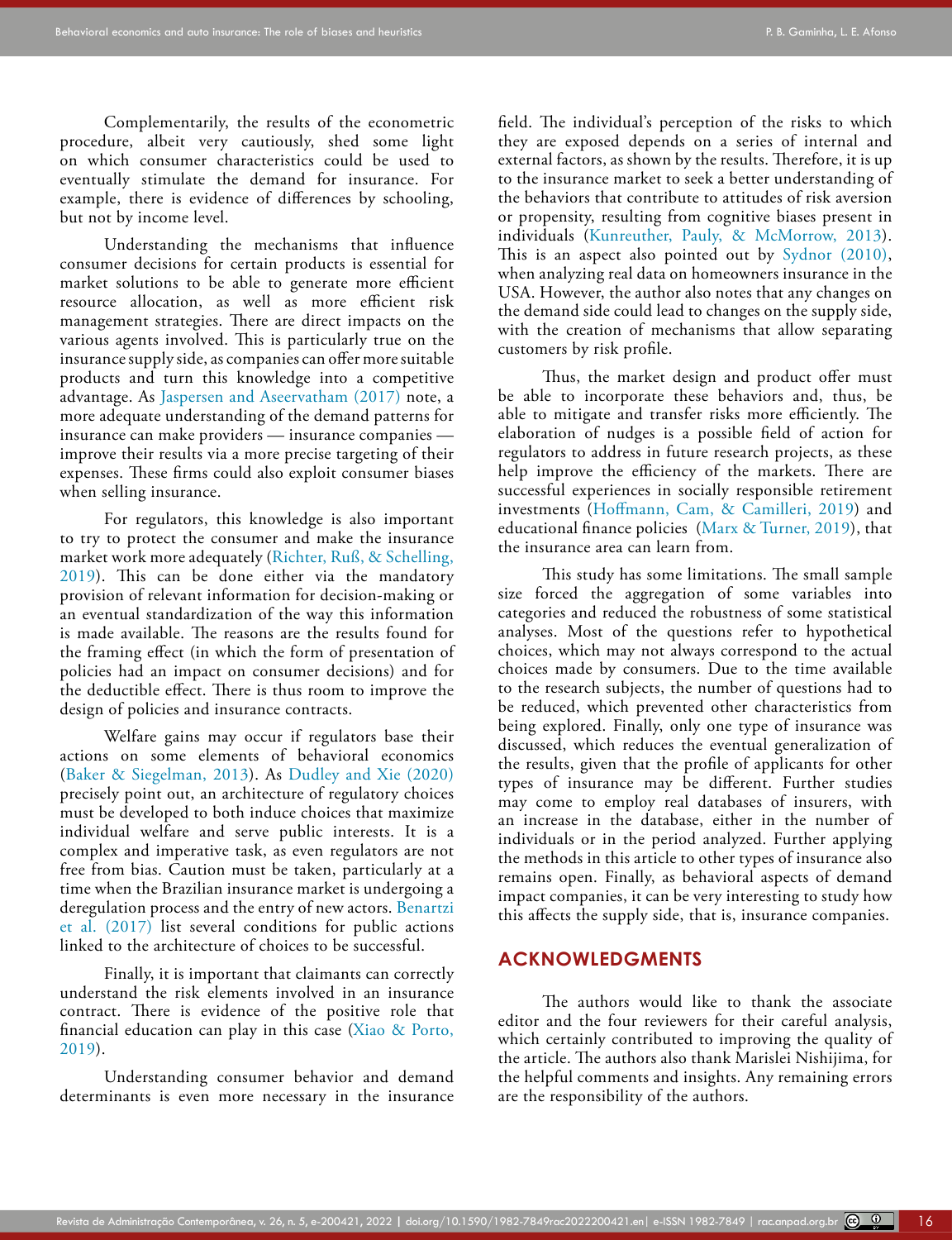Complementarily, the results of the econometric procedure, albeit very cautiously, shed some light on which consumer characteristics could be used to eventually stimulate the demand for insurance. For example, there is evidence of differences by schooling, but not by income level.

Understanding the mechanisms that influence consumer decisions for certain products is essential for market solutions to be able to generate more efficient resource allocation, as well as more efficient risk management strategies. There are direct impacts on the various agents involved. This is particularly true on the insurance supply side, as companies can offer more suitable products and turn this knowledge into a competitive advantage. As Jaspersen and Aseervatham (2017) note, a more adequate understanding of the demand patterns for insurance can make providers — insurance companies — improve their results via a more precise targeting of their expenses. These firms could also exploit consumer biases when selling insurance.

For regulators, this knowledge is also important to try to protect the consumer and make the insurance market work more adequately (Richter, Ruß, & Schelling, 2019). This can be done either via the mandatory provision of relevant information for decision-making or an eventual standardization of the way this information is made available. The reasons are the results found for the framing effect (in which the form of presentation of policies had an impact on consumer decisions) and for the deductible effect. There is thus room to improve the design of policies and insurance contracts.

Welfare gains may occur if regulators base their actions on some elements of behavioral economics (Baker & Siegelman, 2013). As Dudley and Xie (2020) precisely point out, an architecture of regulatory choices must be developed to both induce choices that maximize individual welfare and serve public interests. It is a complex and imperative task, as even regulators are not free from bias. Caution must be taken, particularly at a time when the Brazilian insurance market is undergoing a deregulation process and the entry of new actors. Benartzi et al. (2017) list several conditions for public actions linked to the architecture of choices to be successful.

Finally, it is important that claimants can correctly understand the risk elements involved in an insurance contract. There is evidence of the positive role that financial education can play in this case (Xiao & Porto, 2019).

Understanding consumer behavior and demand determinants is even more necessary in the insurance field. The individual's perception of the risks to which they are exposed depends on a series of internal and external factors, as shown by the results. Therefore, it is up to the insurance market to seek a better understanding of the behaviors that contribute to attitudes of risk aversion or propensity, resulting from cognitive biases present in individuals (Kunreuther, Pauly, & McMorrow, 2013). This is an aspect also pointed out by Sydnor (2010), when analyzing real data on homeowners insurance in the USA. However, the author also notes that any changes on the demand side could lead to changes on the supply side, with the creation of mechanisms that allow separating customers by risk profile.

Thus, the market design and product offer must be able to incorporate these behaviors and, thus, be able to mitigate and transfer risks more efficiently. The elaboration of nudges is a possible field of action for regulators to address in future research projects, as these help improve the efficiency of the markets. There are successful experiences in socially responsible retirement investments (Hoffmann, Cam, & Camilleri, 2019) and educational finance policies (Marx & Turner, 2019), that the insurance area can learn from.

This study has some limitations. The small sample size forced the aggregation of some variables into categories and reduced the robustness of some statistical analyses. Most of the questions refer to hypothetical choices, which may not always correspond to the actual choices made by consumers. Due to the time available to the research subjects, the number of questions had to be reduced, which prevented other characteristics from being explored. Finally, only one type of insurance was discussed, which reduces the eventual generalization of the results, given that the profile of applicants for other types of insurance may be different. Further studies may come to employ real databases of insurers, with an increase in the database, either in the number of individuals or in the period analyzed. Further applying the methods in this article to other types of insurance also remains open. Finally, as behavioral aspects of demand impact companies, it can be very interesting to study how this affects the supply side, that is, insurance companies.

## ACKNOWLEDGMENTS

The authors would like to thank the associate editor and the four reviewers for their careful analysis, which certainly contributed to improving the quality of the article. The authors also thank Marislei Nishijima, for the helpful comments and insights. Any remaining errors are the responsibility of the authors.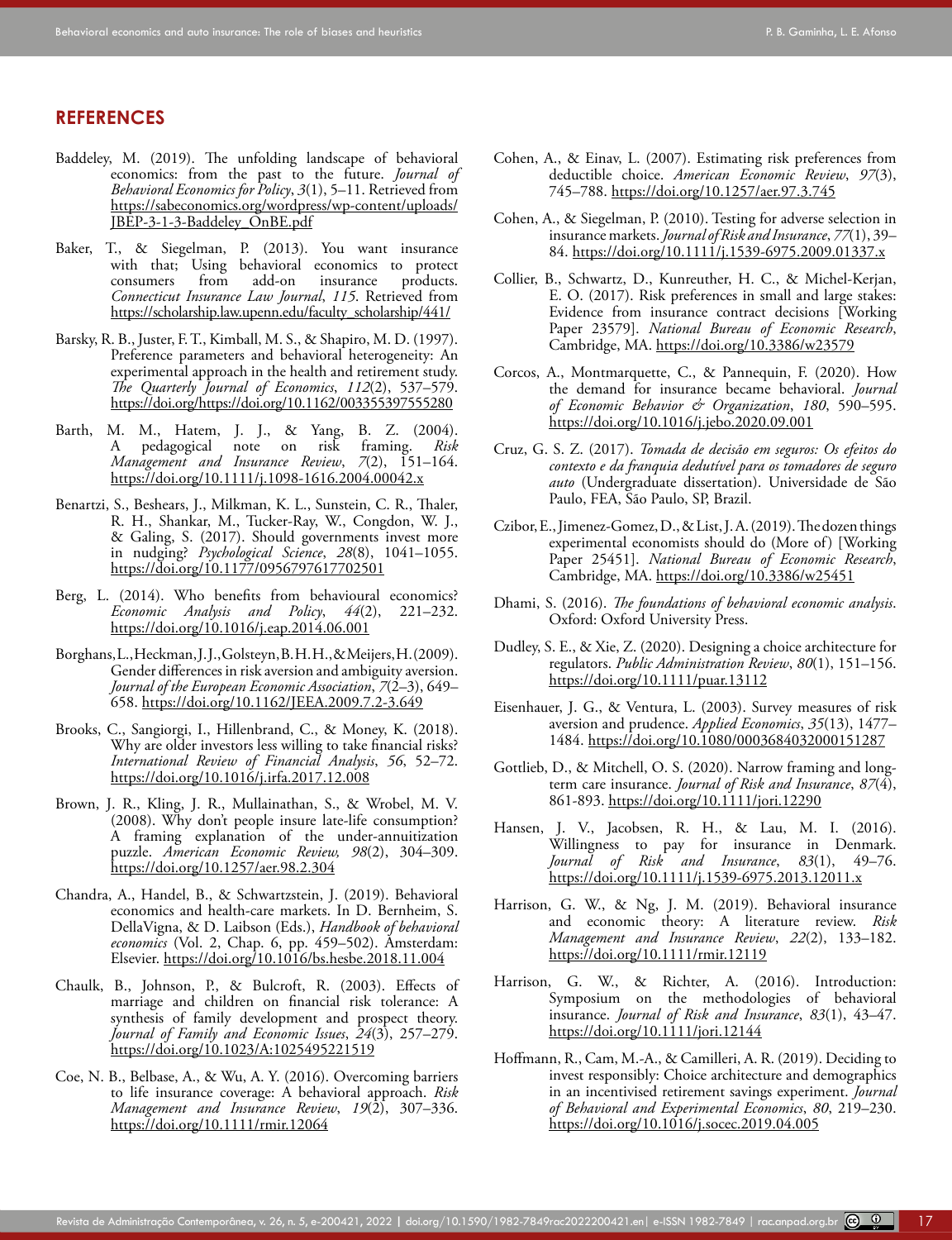## REFERENCES

Baddeley, M. (2019). The unfolding landscape of behavioral economics: from the past to the future. *Journal of Behavioral Economics for Policy*, *3*(1), 5–11. Retrieved from https://sabeconomics.org/wordpress/wp-content/uploads/JBEP-3-1-3-Baddeley_OnBE.pdf

Baker, T., & Siegelman, P. (2013). You want insurance with that; Using behavioral economics to protect consumers from add-on insurance products. *Connecticut Insurance Law Journal*, *115*. Retrieved from https://scholarship.law.upenn.edu/faculty_scholarship/441/

Barsky, R. B., Juster, F. T., Kimball, M. S., & Shapiro, M. D. (1997). Preference parameters and behavioral heterogeneity: An experimental approach in the health and retirement study. *The Quarterly Journal of Economics*, *112*(2), 537–579. https://doi.org/https://doi.org/10.1162/003355397555280

Barth, M. M., Hatem, J. J., & Yang, B. Z. (2004). A pedagogical note on risk framing. *Risk Management and Insurance Review*, *7*(2), 151–164. https://doi.org/10.1111/j.1098-1616.2004.00042.x

Benartzi, S., Beshears, J., Milkman, K. L., Sunstein, C. R., Thaler, R. H., Shankar, M., Tucker-Ray, W., Congdon, W. J., & Galing, S. (2017). Should governments invest more in nudging? *Psychological Science*, *28*(8), 1041–1055. https://doi.org/10.1177/0956797617702501

Berg, L. (2014). Who benefits from behavioural economics? *Economic Analysis and Policy*, *44*(2), 221–232. https://doi.org/10.1016/j.eap.2014.06.001

Borghans, L., Heckman, J. J., Golsteyn, B. H. H., & Meijers, H. (2009). Gender differences in risk aversion and ambiguity aversion. *Journal of the European Economic Association*, *7*(2–3), 649–658. https://doi.org/10.1162/JEEA.2009.7.2-3.649

Brooks, C., Sangiorgi, I., Hillenbrand, C., & Money, K. (2018). Why are older investors less willing to take financial risks? *International Review of Financial Analysis*, *56*, 52–72. https://doi.org/10.1016/j.irfa.2017.12.008

Brown, J. R., Kling, J. R., Mullainathan, S., & Wrobel, M. V. (2008). Why don't people insure late-life consumption? A framing explanation of the under-annuitization puzzle. *American Economic Review*, *98*(2), 304–309. https://doi.org/10.1257/aer.98.2.304

Chandra, A., Handel, B., & Schwartzstein, J. (2019). Behavioral economics and health-care markets. In D. Bernheim, S. DellaVigna, & D. Laibson (Eds.), *Handbook of behavioral economics* (Vol. 2, Chap. 6, pp. 459–502). Amsterdam: Elsevier. https://doi.org/10.1016/bs.hesbe.2018.11.004

Chaulk, B., Johnson, P., & Bulcroft, R. (2003). Effects of marriage and children on financial risk tolerance: A synthesis of family development and prospect theory. *Journal of Family and Economic Issues*, *24*(3), 257–279. https://doi.org/10.1023/A:1025495221519

Coe, N. B., Belbase, A., & Wu, A. Y. (2016). Overcoming barriers to life insurance coverage: A behavioral approach. *Risk Management and Insurance Review*, *19*(2), 307–336. https://doi.org/10.1111/rmir.12064

Cohen, A., & Einav, L. (2007). Estimating risk preferences from deductible choice. *American Economic Review*, *97*(3), 745–788. https://doi.org/10.1257/aer.97.3.745

Cohen, A., & Siegelman, P. (2010). Testing for adverse selection in insurance markets. *Journal of Risk and Insurance*, *77*(1), 39–84. https://doi.org/10.1111/j.1539-6975.2009.01337.x

Collier, B., Schwartz, D., Kunreuther, H. C., & Michel-Kerjan, E. O. (2017). Risk preferences in small and large stakes: Evidence from insurance contract decisions [Working Paper 23579]. *National Bureau of Economic Research*, Cambridge, MA. https://doi.org/10.3386/w23579

Corcos, A., Montmarquette, C., & Pannequin, F. (2020). How the demand for insurance became behavioral. *Journal of Economic Behavior & Organization*, *180*, 590–595. https://doi.org/10.1016/j.jebo.2020.09.001

Cruz, G. S. Z. (2017). *Tomada de decisão em seguros: Os efeitos do contexto e da franquia dedutível para os tomadores de seguro auto* (Undergraduate dissertation). Universidade de São Paulo, FEA, São Paulo, SP, Brazil.

Czibor, E., Jimenez-Gomez, D., & List, J. A. (2019). The dozen things experimental economists should do (More of) [Working Paper 25451]. *National Bureau of Economic Research*, Cambridge, MA. https://doi.org/10.3386/w25451

Dhami, S. (2016). *The foundations of behavioral economic analysis*. Oxford: Oxford University Press.

Dudley, S. E., & Xie, Z. (2020). Designing a choice architecture for regulators. *Public Administration Review*, *80*(1), 151–156. https://doi.org/10.1111/puar.13112

Eisenhauer, J. G., & Ventura, L. (2003). Survey measures of risk aversion and prudence. *Applied Economics*, *35*(13), 1477–1484. https://doi.org/10.1080/0003684032000151287

Gottlieb, D., & Mitchell, O. S. (2020). Narrow framing and long-term care insurance. *Journal of Risk and Insurance*, *87*(4), 861-893. https://doi.org/10.1111/jori.12290

Hansen, J. V., Jacobsen, R. H., & Lau, M. I. (2016). Willingness to pay for insurance in Denmark. *Journal of Risk and Insurance*, *83*(1), 49–76. https://doi.org/10.1111/j.1539-6975.2013.12011.x

Harrison, G. W., & Ng, J. M. (2019). Behavioral insurance and economic theory: A literature review. *Risk Management and Insurance Review*, *22*(2), 133–182. https://doi.org/10.1111/rmir.12119

Harrison, G. W., & Richter, A. (2016). Introduction: Symposium on the methodologies of behavioral insurance. *Journal of Risk and Insurance*, *83*(1), 43–47. https://doi.org/10.1111/jori.12144

Hoffmann, R., Cam, M.-A., & Camilleri, A. R. (2019). Deciding to invest responsibly: Choice architecture and demographics in an incentivised retirement savings experiment. *Journal of Behavioral and Experimental Economics*, *80*, 219–230. https://doi.org/10.1016/j.socec.2019.04.005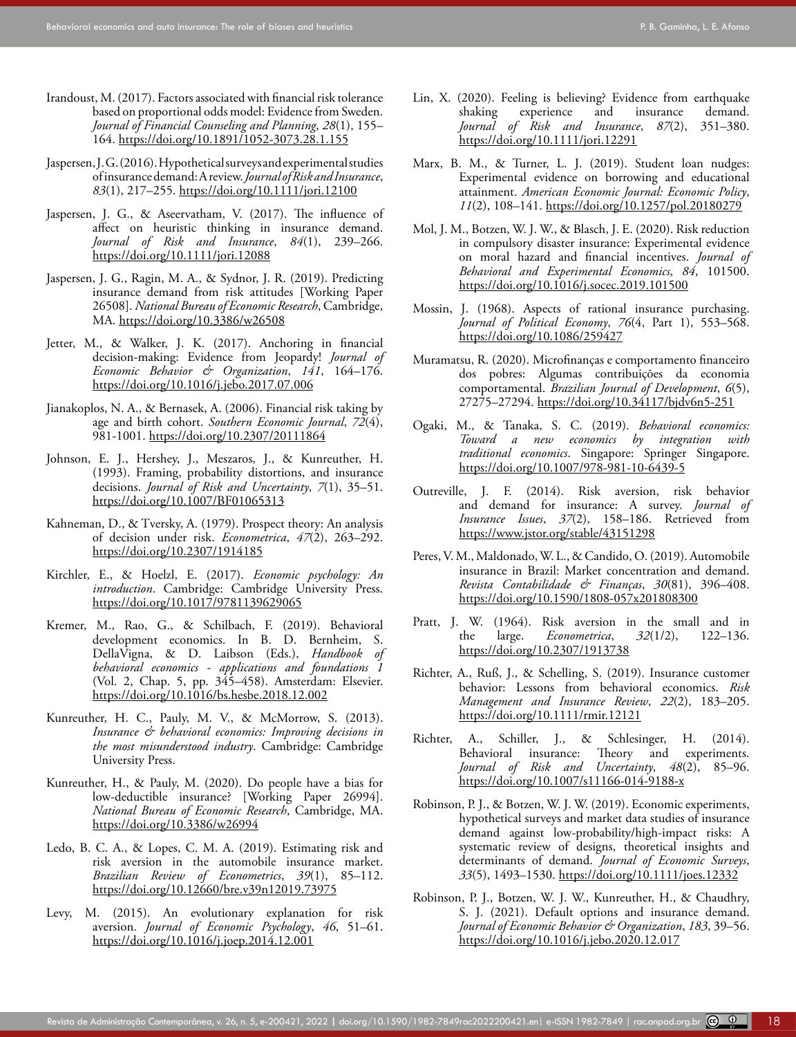Irandoust, M. (2017). Factors associated with financial risk tolerance based on proportional odds model: Evidence from Sweden. *Journal of Financial Counseling and Planning*, *28*(1), 155–164. https://doi.org/10.1891/1052-3073.28.1.155

Jaspersen, J. G. (2016). Hypothetical surveys and experimental studies of insurance demand: A review. *Journal of Risk and Insurance*, *83*(1), 217–255. https://doi.org/10.1111/jori.12100

Jaspersen, J. G., & Aseervatham, V. (2017). The influence of affect on heuristic thinking in insurance demand. *Journal of Risk and Insurance*, *84*(1), 239–266. https://doi.org/10.1111/jori.12088

Jaspersen, J. G., Ragin, M. A., & Sydnor, J. R. (2019). Predicting insurance demand from risk attitudes [Working Paper 26508]. *National Bureau of Economic Research*, Cambridge, MA. https://doi.org/10.3386/w26508

Jetter, M., & Walker, J. K. (2017). Anchoring in financial decision-making: Evidence from Jeopardy! *Journal of Economic Behavior & Organization*, *141*, 164–176. https://doi.org/10.1016/j.jebo.2017.07.006

Jianakoplos, N. A., & Bernasek, A. (2006). Financial risk taking by age and birth cohort. *Southern Economic Journal*, *72*(4), 981-1001. https://doi.org/10.2307/20111864

Johnson, E. J., Hershey, J., Meszaros, J., & Kunreuther, H. (1993). Framing, probability distortions, and insurance decisions. *Journal of Risk and Uncertainty*, *7*(1), 35–51. https://doi.org/10.1007/BF01065313

Kahneman, D., & Tversky, A. (1979). Prospect theory: An analysis of decision under risk. *Econometrica*, *47*(2), 263–292. https://doi.org/10.2307/1914185

Kirchler, E., & Hoelzl, E. (2017). *Economic psychology: An introduction*. Cambridge: Cambridge University Press. https://doi.org/10.1017/9781139629065

Kremer, M., Rao, G., & Schilbach, F. (2019). Behavioral development economics. In B. D. Bernheim, S. DellaVigna, & D. Laibson (Eds.), *Handbook of behavioral economics - applications and foundations 1* (Vol. 2, Chap. 5, pp. 345–458). Amsterdam: Elsevier. https://doi.org/10.1016/bs.hesbe.2018.12.002

Kunreuther, H. C., Pauly, M. V., & McMorrow, S. (2013). *Insurance & behavioral economics: Improving decisions in the most misunderstood industry*. Cambridge: Cambridge University Press.

Kunreuther, H., & Pauly, M. (2020). Do people have a bias for low-deductible insurance? [Working Paper 26994]. *National Bureau of Economic Research*, Cambridge, MA. https://doi.org/10.3386/w26994

Ledo, B. C. A., & Lopes, C. M. A. (2019). Estimating risk and risk aversion in the automobile insurance market. *Brazilian Review of Econometrics*, *39*(1), 85–112. https://doi.org/10.12660/bre.v39n12019.73975

Levy, M. (2015). An evolutionary explanation for risk aversion. *Journal of Economic Psychology*, *46*, 51–61. https://doi.org/10.1016/j.joep.2014.12.001

Lin, X. (2020). Feeling is believing? Evidence from earthquake shaking experience and insurance demand. *Journal of Risk and Insurance*, *87*(2), 351–380. https://doi.org/10.1111/jori.12291

Marx, B. M., & Turner, L. J. (2019). Student loan nudges: Experimental evidence on borrowing and educational attainment. *American Economic Journal: Economic Policy*, *11*(2), 108–141. https://doi.org/10.1257/pol.20180279

Mol, J. M., Botzen, W. J. W., & Blasch, J. E. (2020). Risk reduction in compulsory disaster insurance: Experimental evidence on moral hazard and financial incentives. *Journal of Behavioral and Experimental Economics*, *84*, 101500. https://doi.org/10.1016/j.socec.2019.101500

Mossin, J. (1968). Aspects of rational insurance purchasing. *Journal of Political Economy*, *76*(4, Part 1), 553–568. https://doi.org/10.1086/259427

Muramatsu, R. (2020). Microfinanças e comportamento financeiro dos pobres: Algumas contribuições da economia comportamental. *Brazilian Journal of Development*, *6*(5), 27275–27294. https://doi.org/10.34117/bjdv6n5-251

Ogaki, M., & Tanaka, S. C. (2019). *Behavioral economics: Toward a new economics by integration with traditional economics*. Singapore: Springer Singapore. https://doi.org/10.1007/978-981-10-6439-5

Outreville, J. F. (2014). Risk aversion, risk behavior and demand for insurance: A survey. *Journal of Insurance Issues*, *37*(2), 158–186. Retrieved from https://www.jstor.org/stable/43151298

Peres, V. M., Maldonado, W. L., & Candido, O. (2019). Automobile insurance in Brazil: Market concentration and demand. *Revista Contabilidade & Finanças*, *30*(81), 396–408. https://doi.org/10.1590/1808-057x201808300

Pratt, J. W. (1964). Risk aversion in the small and in the large. *Econometrica*, *32*(1/2), 122–136. https://doi.org/10.2307/1913738

Richter, A., Ruß, J., & Schelling, S. (2019). Insurance customer behavior: Lessons from behavioral economics. *Risk Management and Insurance Review*, *22*(2), 183–205. https://doi.org/10.1111/rmir.12121

Richter, A., Schiller, J., & Schlesinger, H. (2014). Behavioral insurance: Theory and experiments. *Journal of Risk and Uncertainty*, *48*(2), 85–96. https://doi.org/10.1007/s11166-014-9188-x

Robinson, P. J., & Botzen, W. J. W. (2019). Economic experiments, hypothetical surveys and market data studies of insurance demand against low-probability/high-impact risks: A systematic review of designs, theoretical insights and determinants of demand. *Journal of Economic Surveys*, *33*(5), 1493–1530. https://doi.org/10.1111/joes.12332

Robinson, P. J., Botzen, W. J. W., Kunreuther, H., & Chaudhry, S. J. (2021). Default options and insurance demand. *Journal of Economic Behavior & Organization*, *183*, 39–56. https://doi.org/10.1016/j.jebo.2020.12.017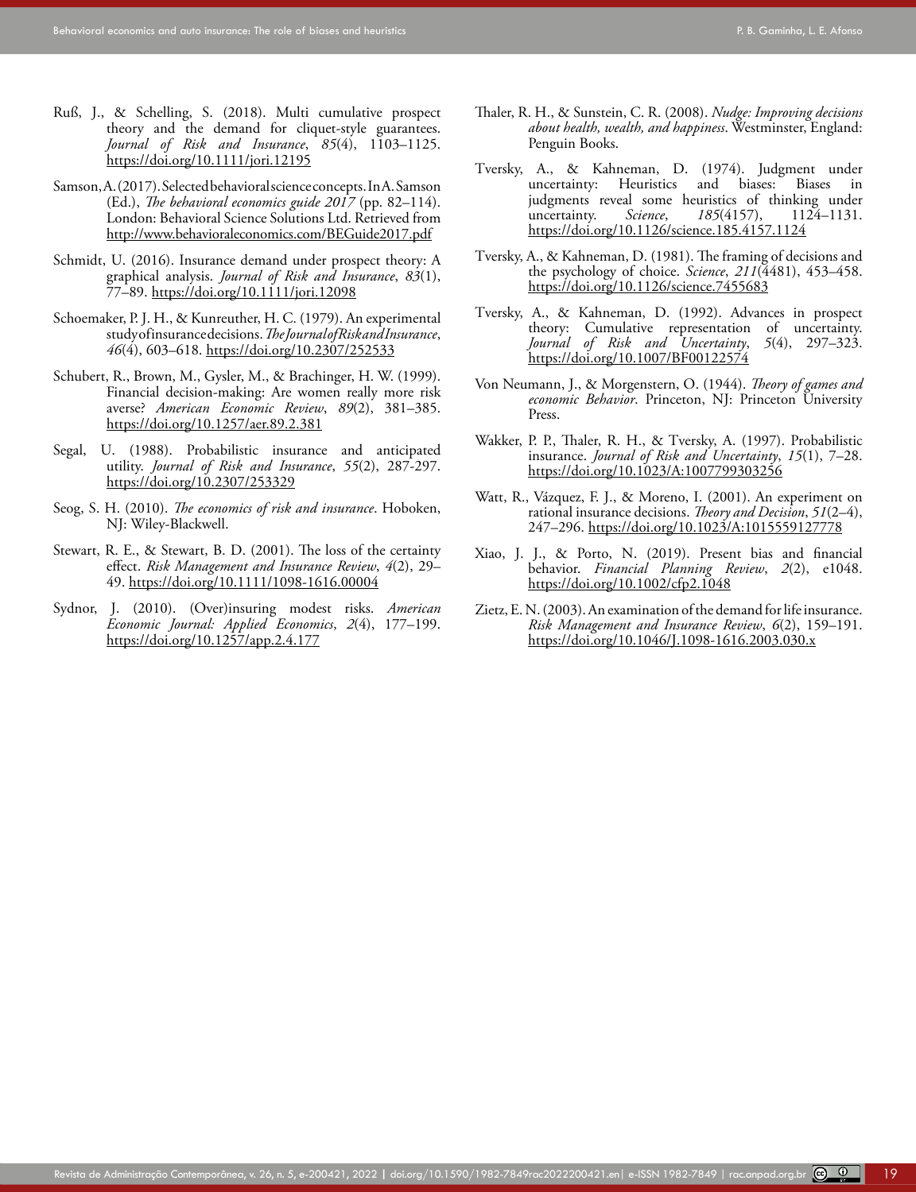Ruß, J., & Schelling, S. (2018). Multi cumulative prospect theory and the demand for cliquet-style guarantees. *Journal of Risk and Insurance*, *85*(4), 1103–1125. https://doi.org/10.1111/jori.12195

Samson, A. (2017). Selected behavioral science concepts. In A. Samson (Ed.), *The behavioral economics guide 2017* (pp. 82–114). London: Behavioral Science Solutions Ltd. Retrieved from http://www.behavioraleconomics.com/BEGuide2017.pdf

Schmidt, U. (2016). Insurance demand under prospect theory: A graphical analysis. *Journal of Risk and Insurance*, *83*(1), 77–89. https://doi.org/10.1111/jori.12098

Schoemaker, P. J. H., & Kunreuther, H. C. (1979). An experimental study of insurance decisions. *The Journal of Risk and Insurance*, *46*(4), 603–618. https://doi.org/10.2307/252533

Schubert, R., Brown, M., Gysler, M., & Brachinger, H. W. (1999). Financial decision-making: Are women really more risk averse? *American Economic Review*, *89*(2), 381–385. https://doi.org/10.1257/aer.89.2.381

Segal, U. (1988). Probabilistic insurance and anticipated utility. *Journal of Risk and Insurance*, *55*(2), 287-297. https://doi.org/10.2307/253329

Seog, S. H. (2010). *The economics of risk and insurance*. Hoboken, NJ: Wiley-Blackwell.

Stewart, R. E., & Stewart, B. D. (2001). The loss of the certainty effect. *Risk Management and Insurance Review*, *4*(2), 29–49. https://doi.org/10.1111/1098-1616.00004

Sydnor, J. (2010). (Over)insuring modest risks. *American Economic Journal: Applied Economics*, *2*(4), 177–199. https://doi.org/10.1257/app.2.4.177

Thaler, R. H., & Sunstein, C. R. (2008). *Nudge: Improving decisions about health, wealth, and happiness*. Westminster, England: Penguin Books.

Tversky, A., & Kahneman, D. (1974). Judgment under uncertainty: Heuristics and biases: Biases in judgments reveal some heuristics of thinking under uncertainty. *Science*, *185*(4157), 1124–1131. https://doi.org/10.1126/science.185.4157.1124

Tversky, A., & Kahneman, D. (1981). The framing of decisions and the psychology of choice. *Science*, *211*(4481), 453–458. https://doi.org/10.1126/science.7455683

Tversky, A., & Kahneman, D. (1992). Advances in prospect theory: Cumulative representation of uncertainty. *Journal of Risk and Uncertainty*, *5*(4), 297–323. https://doi.org/10.1007/BF00122574

Von Neumann, J., & Morgenstern, O. (1944). *Theory of games and economic Behavior*. Princeton, NJ: Princeton University Press.

Wakker, P. P., Thaler, R. H., & Tversky, A. (1997). Probabilistic insurance. *Journal of Risk and Uncertainty*, *15*(1), 7–28. https://doi.org/10.1023/A:1007799303256

Watt, R., Vázquez, F. J., & Moreno, I. (2001). An experiment on rational insurance decisions. *Theory and Decision*, *51*(2–4), 247–296. https://doi.org/10.1023/A:1015559127778

Xiao, J. J., & Porto, N. (2019). Present bias and financial behavior. *Financial Planning Review*, *2*(2), e1048. https://doi.org/10.1002/cfp2.1048

Zietz, E. N. (2003). An examination of the demand for life insurance. *Risk Management and Insurance Review*, *6*(2), 159–191. https://doi.org/10.1046/J.1098-1616.2003.030.x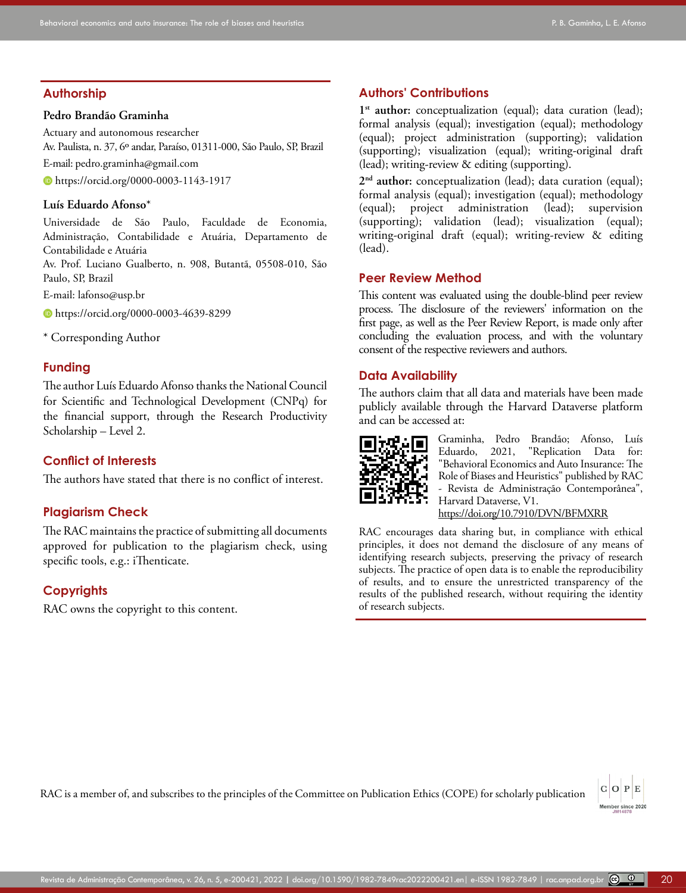## Authorship

**Pedro Brandão Graminha**

Actuary and autonomous researcher
Av. Paulista, n. 37, 6º andar, Paraíso, 01311-000, São Paulo, SP, Brazil
E-mail: pedro.graminha@gmail.com
https://orcid.org/0000-0003-1143-1917

**Luís Eduardo Afonso***

Universidade de São Paulo, Faculdade de Economia, Administração, Contabilidade e Atuária, Departamento de Contabilidade e Atuária
Av. Prof. Luciano Gualberto, n. 908, Butantã, 05508-010, São Paulo, SP, Brazil
E-mail: lafonso@usp.br
https://orcid.org/0000-0003-4639-8299

* Corresponding Author

## Funding

The author Luís Eduardo Afonso thanks the National Council for Scientific and Technological Development (CNPq) for the financial support, through the Research Productivity Scholarship – Level 2.

## Conflict of Interests

The authors have stated that there is no conflict of interest.

## Plagiarism Check

The RAC maintains the practice of submitting all documents approved for publication to the plagiarism check, using specific tools, e.g.: iThenticate.

## Copyrights

RAC owns the copyright to this content.

## Authors' Contributions

**1st author:** conceptualization (equal); data curation (lead); formal analysis (equal); investigation (equal); methodology (equal); project administration (supporting); validation (supporting); visualization (equal); writing-original draft (lead); writing-review & editing (supporting).

**2nd author:** conceptualization (lead); data curation (equal); formal analysis (equal); investigation (equal); methodology (equal); project administration (lead); supervision (supporting); validation (lead); visualization (equal); writing-original draft (equal); writing-review & editing (lead).

## Peer Review Method

This content was evaluated using the double-blind peer review process. The disclosure of the reviewers' information on the first page, as well as the Peer Review Report, is made only after concluding the evaluation process, and with the voluntary consent of the respective reviewers and authors.

## Data Availability

The authors claim that all data and materials have been made publicly available through the Harvard Dataverse platform and can be accessed at:

Graminha, Pedro Brandão; Afonso, Luís Eduardo, 2021, "Replication Data for: "Behavioral Economics and Auto Insurance: The Role of Biases and Heuristics" published by RAC - Revista de Administração Contemporânea", Harvard Dataverse, V1.
https://doi.org/10.7910/DVN/BFMXRR

RAC encourages data sharing but, in compliance with ethical principles, it does not demand the disclosure of any means of identifying research subjects, preserving the privacy of research subjects. The practice of open data is to enable the reproducibility of results, and to ensure the unrestricted transparency of the results of the published research, without requiring the identity of research subjects.

RAC is a member of, and subscribes to the principles of the Committee on Publication Ethics (COPE) for scholarly publication